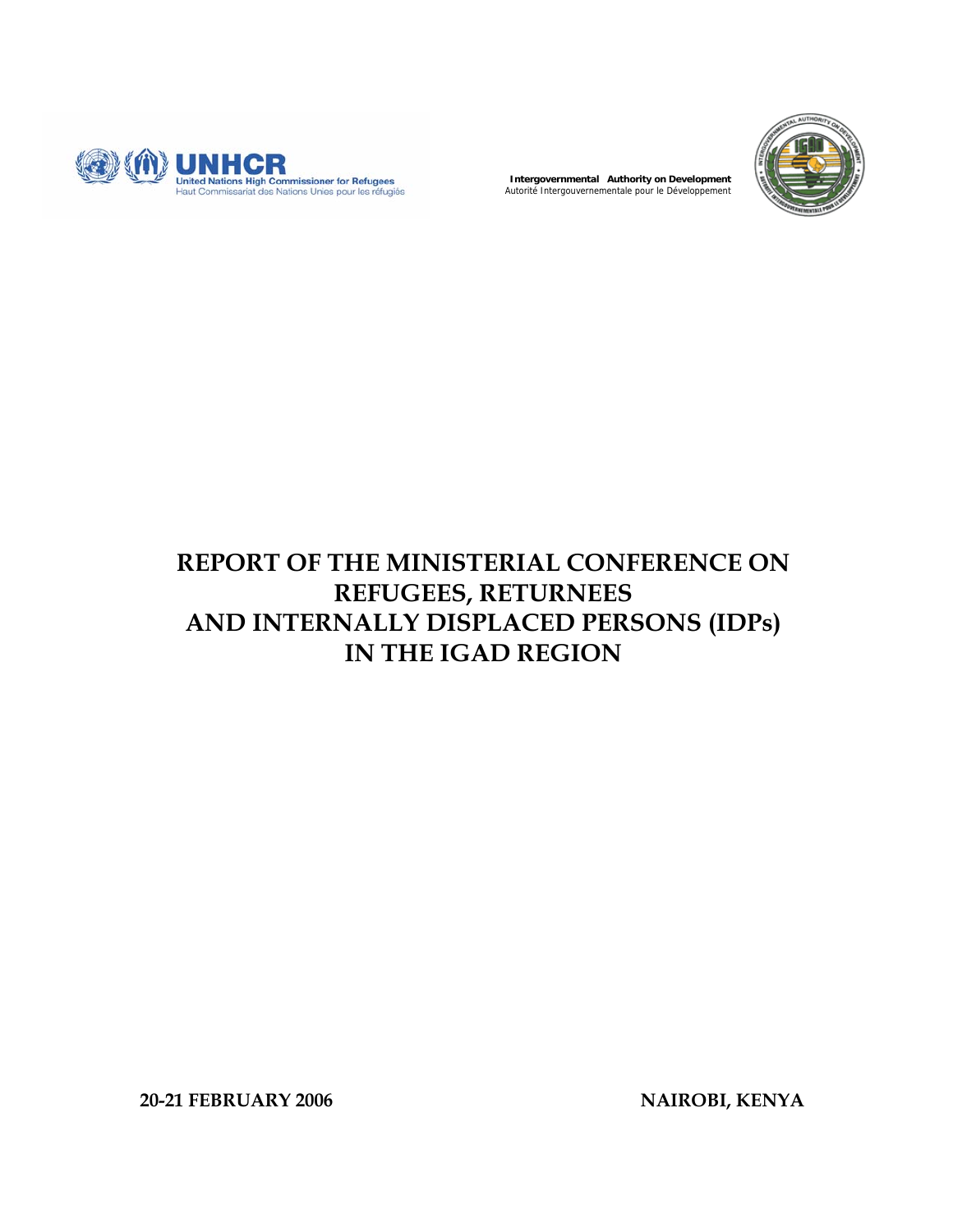UNHCR
United Nations High Commissioner for Refugees
Haut Commissariat des Nations Unies pour les réfugiés

Intergovernmental Authority on Development
Autorité Intergouvernementale pour le Développement

# REPORT OF THE MINISTERIAL CONFERENCE ON REFUGEES, RETURNEES AND INTERNALLY DISPLACED PERSONS (IDPs) IN THE IGAD REGION

**20-21 FEBRUARY 2006** **NAIROBI, KENYA**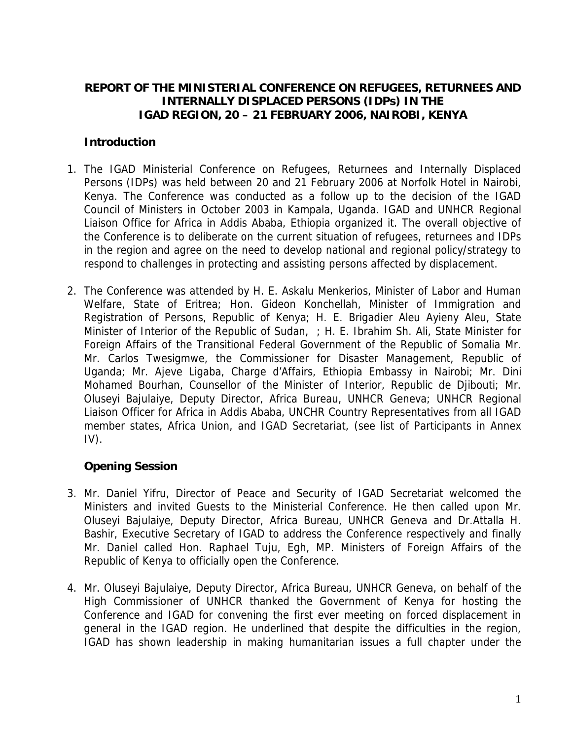# REPORT OF THE MINISTERIAL CONFERENCE ON REFUGEES, RETURNEES AND INTERNALLY DISPLACED PERSONS (IDPs) IN THE IGAD REGION, 20 – 21 FEBRUARY 2006, NAIROBI, KENYA

## Introduction

1. The IGAD Ministerial Conference on Refugees, Returnees and Internally Displaced Persons (IDPs) was held between 20 and 21 February 2006 at Norfolk Hotel in Nairobi, Kenya. The Conference was conducted as a follow up to the decision of the IGAD Council of Ministers in October 2003 in Kampala, Uganda. IGAD and UNHCR Regional Liaison Office for Africa in Addis Ababa, Ethiopia organized it. The overall objective of the Conference is to deliberate on the current situation of refugees, returnees and IDPs in the region and agree on the need to develop national and regional policy/strategy to respond to challenges in protecting and assisting persons affected by displacement.

2. The Conference was attended by H. E. Askalu Menkerios, Minister of Labor and Human Welfare, State of Eritrea; Hon. Gideon Konchellah, Minister of Immigration and Registration of Persons, Republic of Kenya; H. E. Brigadier Aleu Ayieny Aleu, State Minister of Interior of the Republic of Sudan, ; H. E. Ibrahim Sh. Ali, State Minister for Foreign Affairs of the Transitional Federal Government of the Republic of Somalia Mr. Mr. Carlos Twesigmwe, the Commissioner for Disaster Management, Republic of Uganda; Mr. Ajeve Ligaba, Charge d'Affairs, Ethiopia Embassy in Nairobi; Mr. Dini Mohamed Bourhan, Counsellor of the Minister of Interior, Republic de Djibouti; Mr. Oluseyi Bajulaiye, Deputy Director, Africa Bureau, UNHCR Geneva; UNHCR Regional Liaison Officer for Africa in Addis Ababa, UNCHR Country Representatives from all IGAD member states, Africa Union, and IGAD Secretariat, (see list of Participants in Annex IV).

## Opening Session

3. Mr. Daniel Yifru, Director of Peace and Security of IGAD Secretariat welcomed the Ministers and invited Guests to the Ministerial Conference. He then called upon Mr. Oluseyi Bajulaiye, Deputy Director, Africa Bureau, UNHCR Geneva and Dr.Attalla H. Bashir, Executive Secretary of IGAD to address the Conference respectively and finally Mr. Daniel called Hon. Raphael Tuju, Egh, MP. Ministers of Foreign Affairs of the Republic of Kenya to officially open the Conference.

4. Mr. Oluseyi Bajulaiye, Deputy Director, Africa Bureau, UNHCR Geneva, on behalf of the High Commissioner of UNHCR thanked the Government of Kenya for hosting the Conference and IGAD for convening the first ever meeting on forced displacement in general in the IGAD region. He underlined that despite the difficulties in the region, IGAD has shown leadership in making humanitarian issues a full chapter under the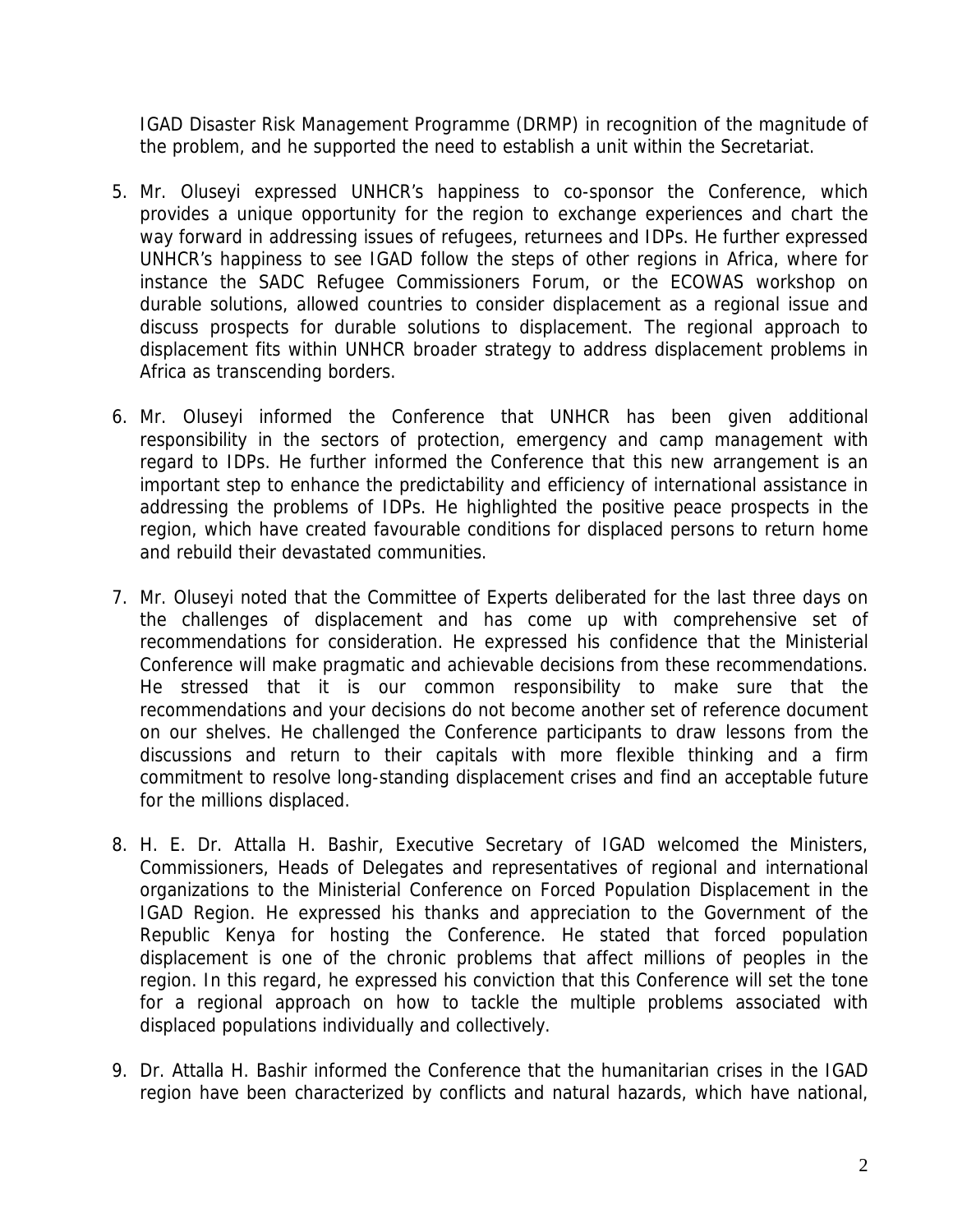IGAD Disaster Risk Management Programme (DRMP) in recognition of the magnitude of the problem, and he supported the need to establish a unit within the Secretariat.

5. Mr. Oluseyi expressed UNHCR's happiness to co-sponsor the Conference, which provides a unique opportunity for the region to exchange experiences and chart the way forward in addressing issues of refugees, returnees and IDPs. He further expressed UNHCR's happiness to see IGAD follow the steps of other regions in Africa, where for instance the SADC Refugee Commissioners Forum, or the ECOWAS workshop on durable solutions, allowed countries to consider displacement as a regional issue and discuss prospects for durable solutions to displacement. The regional approach to displacement fits within UNHCR broader strategy to address displacement problems in Africa as transcending borders.

6. Mr. Oluseyi informed the Conference that UNHCR has been given additional responsibility in the sectors of protection, emergency and camp management with regard to IDPs. He further informed the Conference that this new arrangement is an important step to enhance the predictability and efficiency of international assistance in addressing the problems of IDPs. He highlighted the positive peace prospects in the region, which have created favourable conditions for displaced persons to return home and rebuild their devastated communities.

7. Mr. Oluseyi noted that the Committee of Experts deliberated for the last three days on the challenges of displacement and has come up with comprehensive set of recommendations for consideration. He expressed his confidence that the Ministerial Conference will make pragmatic and achievable decisions from these recommendations. He stressed that it is our common responsibility to make sure that the recommendations and your decisions do not become another set of reference document on our shelves. He challenged the Conference participants to draw lessons from the discussions and return to their capitals with more flexible thinking and a firm commitment to resolve long-standing displacement crises and find an acceptable future for the millions displaced.

8. H. E. Dr. Attalla H. Bashir, Executive Secretary of IGAD welcomed the Ministers, Commissioners, Heads of Delegates and representatives of regional and international organizations to the Ministerial Conference on Forced Population Displacement in the IGAD Region. He expressed his thanks and appreciation to the Government of the Republic Kenya for hosting the Conference. He stated that forced population displacement is one of the chronic problems that affect millions of peoples in the region. In this regard, he expressed his conviction that this Conference will set the tone for a regional approach on how to tackle the multiple problems associated with displaced populations individually and collectively.

9. Dr. Attalla H. Bashir informed the Conference that the humanitarian crises in the IGAD region have been characterized by conflicts and natural hazards, which have national,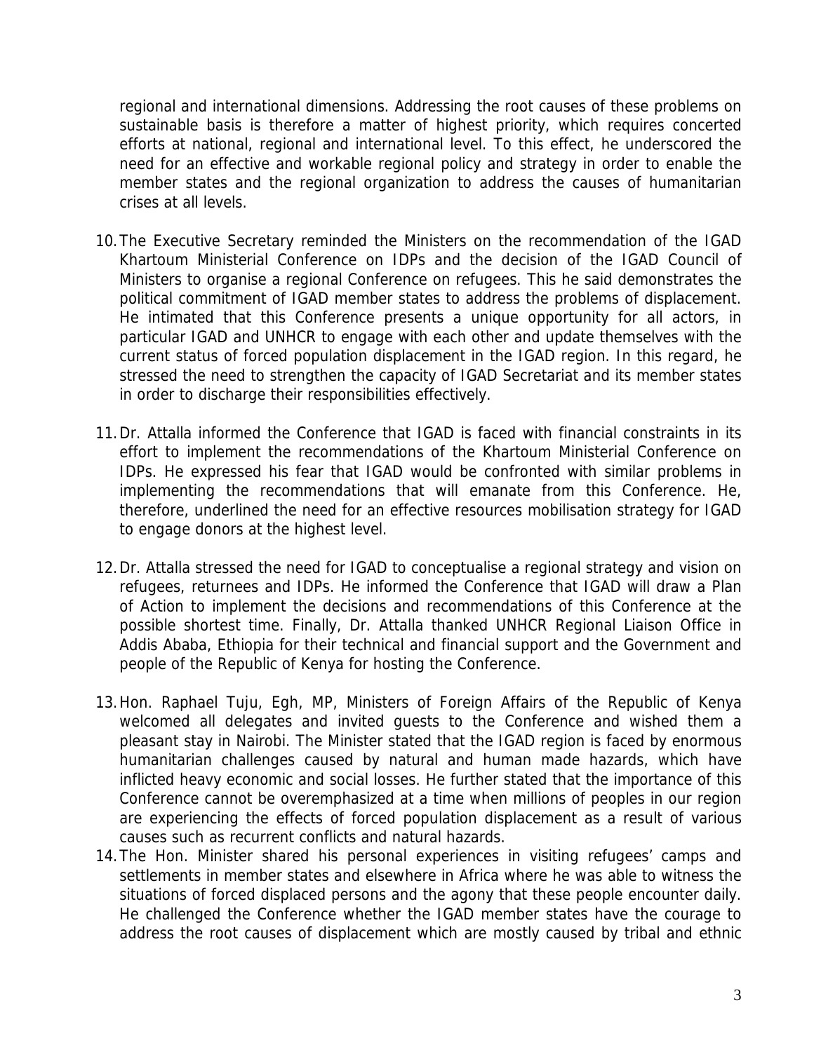regional and international dimensions. Addressing the root causes of these problems on sustainable basis is therefore a matter of highest priority, which requires concerted efforts at national, regional and international level. To this effect, he underscored the need for an effective and workable regional policy and strategy in order to enable the member states and the regional organization to address the causes of humanitarian crises at all levels.

10. The Executive Secretary reminded the Ministers on the recommendation of the IGAD Khartoum Ministerial Conference on IDPs and the decision of the IGAD Council of Ministers to organise a regional Conference on refugees. This he said demonstrates the political commitment of IGAD member states to address the problems of displacement. He intimated that this Conference presents a unique opportunity for all actors, in particular IGAD and UNHCR to engage with each other and update themselves with the current status of forced population displacement in the IGAD region. In this regard, he stressed the need to strengthen the capacity of IGAD Secretariat and its member states in order to discharge their responsibilities effectively.

11. Dr. Attalla informed the Conference that IGAD is faced with financial constraints in its effort to implement the recommendations of the Khartoum Ministerial Conference on IDPs. He expressed his fear that IGAD would be confronted with similar problems in implementing the recommendations that will emanate from this Conference. He, therefore, underlined the need for an effective resources mobilisation strategy for IGAD to engage donors at the highest level.

12. Dr. Attalla stressed the need for IGAD to conceptualise a regional strategy and vision on refugees, returnees and IDPs. He informed the Conference that IGAD will draw a Plan of Action to implement the decisions and recommendations of this Conference at the possible shortest time. Finally, Dr. Attalla thanked UNHCR Regional Liaison Office in Addis Ababa, Ethiopia for their technical and financial support and the Government and people of the Republic of Kenya for hosting the Conference.

13. Hon. Raphael Tuju, Egh, MP, Ministers of Foreign Affairs of the Republic of Kenya welcomed all delegates and invited guests to the Conference and wished them a pleasant stay in Nairobi. The Minister stated that the IGAD region is faced by enormous humanitarian challenges caused by natural and human made hazards, which have inflicted heavy economic and social losses. He further stated that the importance of this Conference cannot be overemphasized at a time when millions of peoples in our region are experiencing the effects of forced population displacement as a result of various causes such as recurrent conflicts and natural hazards.

14. The Hon. Minister shared his personal experiences in visiting refugees' camps and settlements in member states and elsewhere in Africa where he was able to witness the situations of forced displaced persons and the agony that these people encounter daily. He challenged the Conference whether the IGAD member states have the courage to address the root causes of displacement which are mostly caused by tribal and ethnic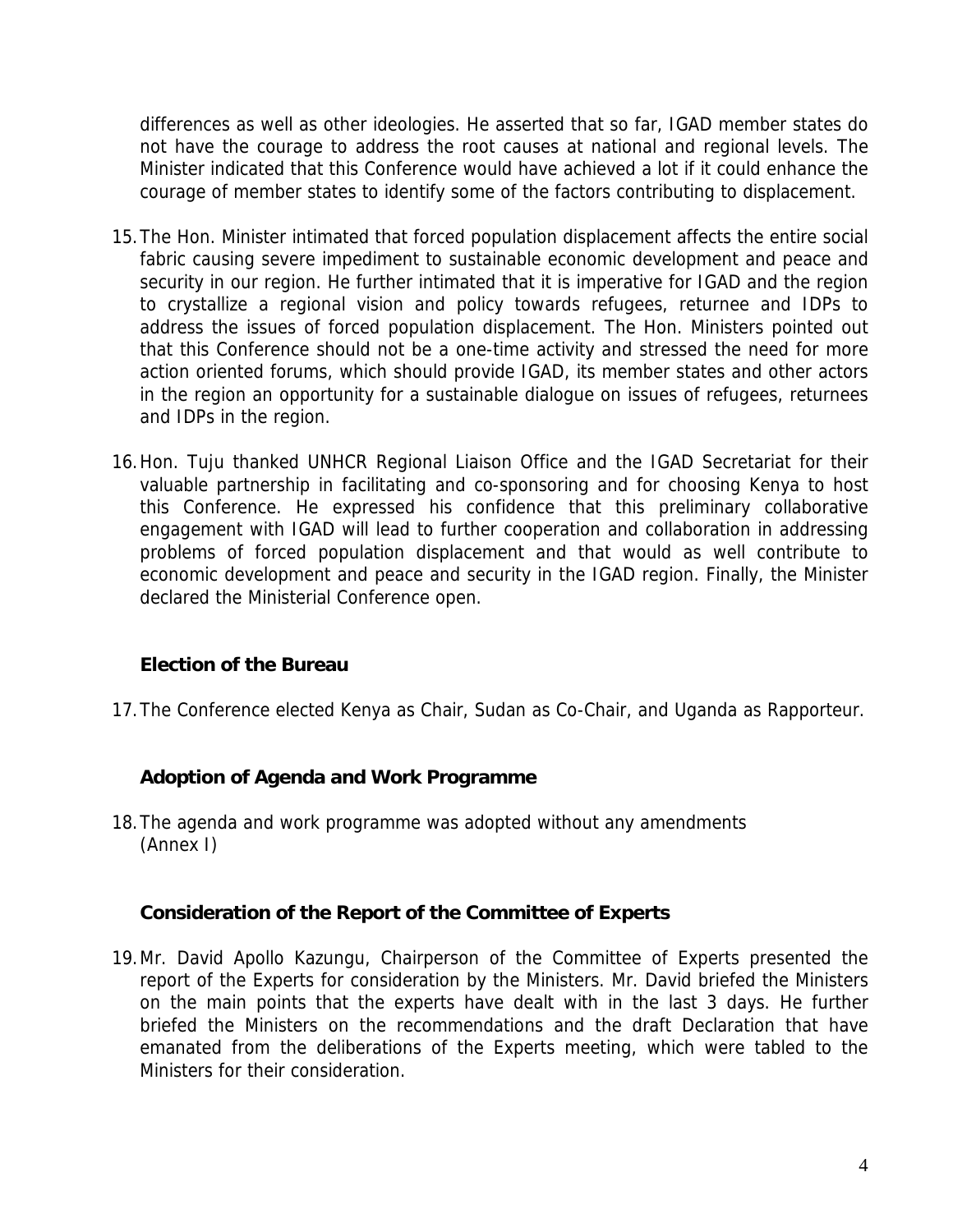differences as well as other ideologies. He asserted that so far, IGAD member states do not have the courage to address the root causes at national and regional levels. The Minister indicated that this Conference would have achieved a lot if it could enhance the courage of member states to identify some of the factors contributing to displacement.

15. The Hon. Minister intimated that forced population displacement affects the entire social fabric causing severe impediment to sustainable economic development and peace and security in our region. He further intimated that it is imperative for IGAD and the region to crystallize a regional vision and policy towards refugees, returnee and IDPs to address the issues of forced population displacement. The Hon. Ministers pointed out that this Conference should not be a one-time activity and stressed the need for more action oriented forums, which should provide IGAD, its member states and other actors in the region an opportunity for a sustainable dialogue on issues of refugees, returnees and IDPs in the region.

16. Hon. Tuju thanked UNHCR Regional Liaison Office and the IGAD Secretariat for their valuable partnership in facilitating and co-sponsoring and for choosing Kenya to host this Conference. He expressed his confidence that this preliminary collaborative engagement with IGAD will lead to further cooperation and collaboration in addressing problems of forced population displacement and that would as well contribute to economic development and peace and security in the IGAD region. Finally, the Minister declared the Ministerial Conference open.

### Election of the Bureau

17. The Conference elected Kenya as Chair, Sudan as Co-Chair, and Uganda as Rapporteur.

### Adoption of Agenda and Work Programme

18. The agenda and work programme was adopted without any amendments (Annex I)

### Consideration of the Report of the Committee of Experts

19. Mr. David Apollo Kazungu, Chairperson of the Committee of Experts presented the report of the Experts for consideration by the Ministers. Mr. David briefed the Ministers on the main points that the experts have dealt with in the last 3 days. He further briefed the Ministers on the recommendations and the draft Declaration that have emanated from the deliberations of the Experts meeting, which were tabled to the Ministers for their consideration.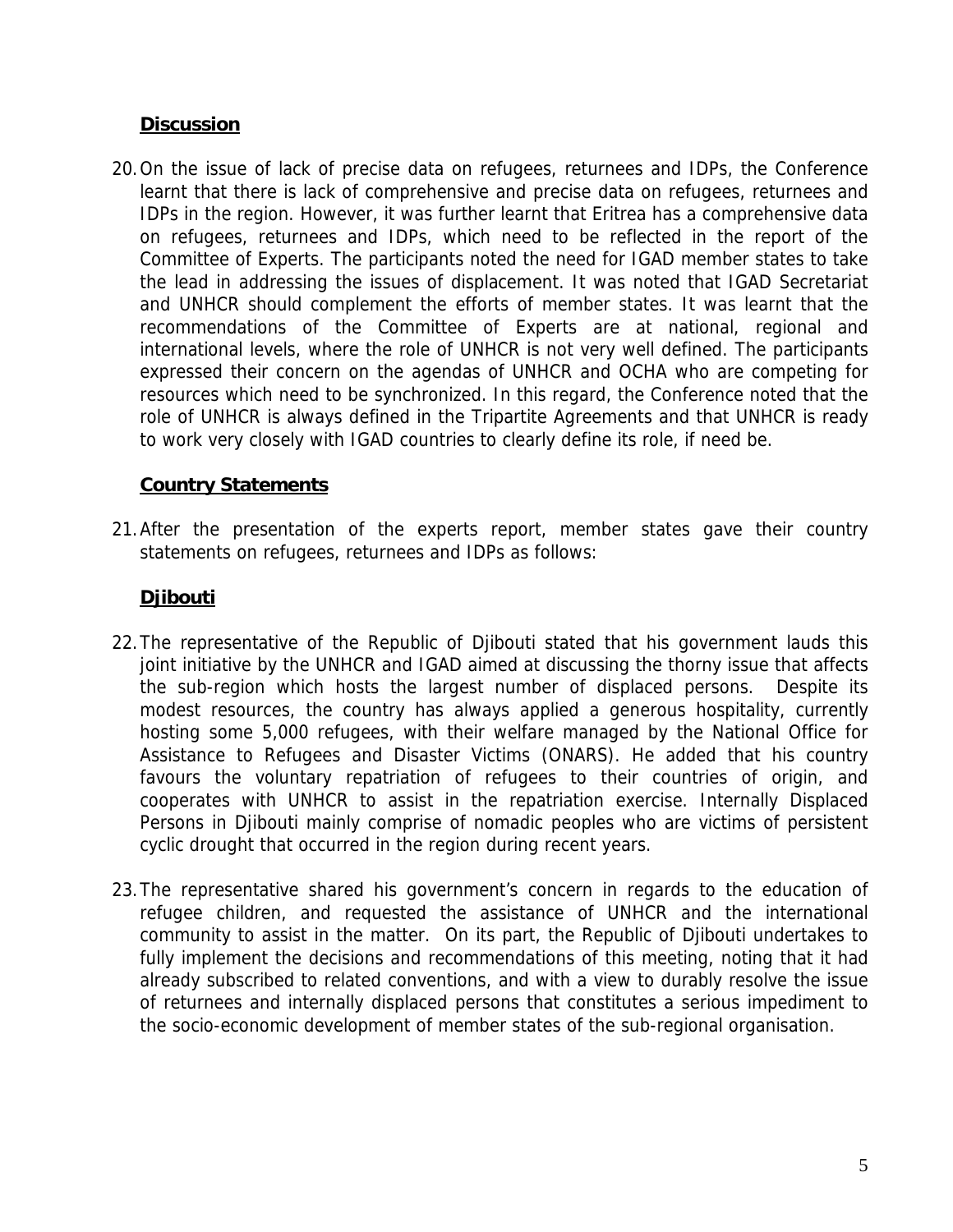**Discussion**

20. On the issue of lack of precise data on refugees, returnees and IDPs, the Conference learnt that there is lack of comprehensive and precise data on refugees, returnees and IDPs in the region. However, it was further learnt that Eritrea has a comprehensive data on refugees, returnees and IDPs, which need to be reflected in the report of the Committee of Experts. The participants noted the need for IGAD member states to take the lead in addressing the issues of displacement. It was noted that IGAD Secretariat and UNHCR should complement the efforts of member states. It was learnt that the recommendations of the Committee of Experts are at national, regional and international levels, where the role of UNHCR is not very well defined. The participants expressed their concern on the agendas of UNHCR and OCHA who are competing for resources which need to be synchronized. In this regard, the Conference noted that the role of UNHCR is always defined in the Tripartite Agreements and that UNHCR is ready to work very closely with IGAD countries to clearly define its role, if need be.

**Country Statements**

21. After the presentation of the experts report, member states gave their country statements on refugees, returnees and IDPs as follows:

**Djibouti**

22. The representative of the Republic of Djibouti stated that his government lauds this joint initiative by the UNHCR and IGAD aimed at discussing the thorny issue that affects the sub-region which hosts the largest number of displaced persons. Despite its modest resources, the country has always applied a generous hospitality, currently hosting some 5,000 refugees, with their welfare managed by the National Office for Assistance to Refugees and Disaster Victims (ONARS). He added that his country favours the voluntary repatriation of refugees to their countries of origin, and cooperates with UNHCR to assist in the repatriation exercise. Internally Displaced Persons in Djibouti mainly comprise of nomadic peoples who are victims of persistent cyclic drought that occurred in the region during recent years.

23. The representative shared his government's concern in regards to the education of refugee children, and requested the assistance of UNHCR and the international community to assist in the matter. On its part, the Republic of Djibouti undertakes to fully implement the decisions and recommendations of this meeting, noting that it had already subscribed to related conventions, and with a view to durably resolve the issue of returnees and internally displaced persons that constitutes a serious impediment to the socio-economic development of member states of the sub-regional organisation.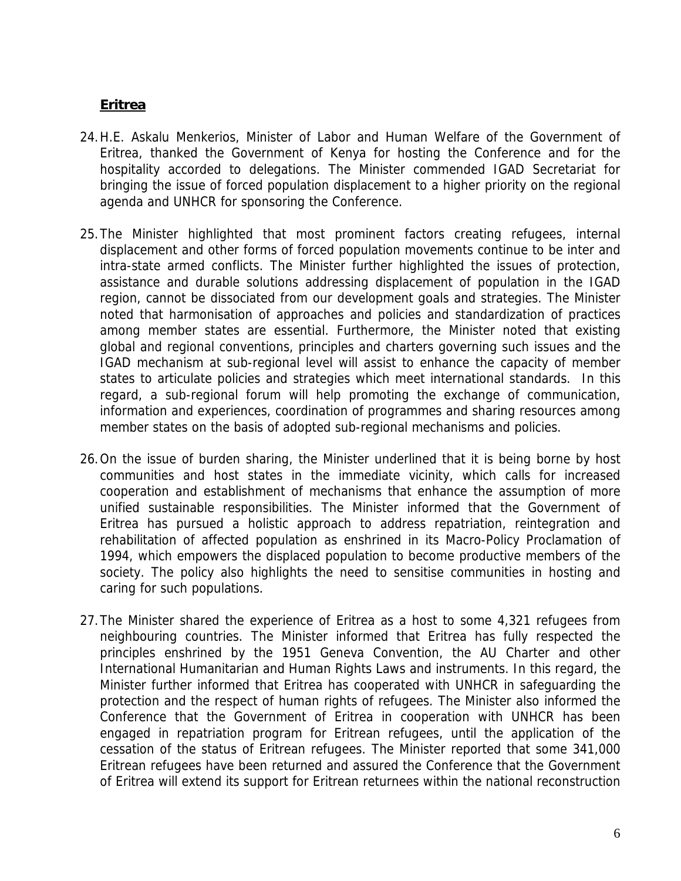## Eritrea

24. H.E. Askalu Menkerios, Minister of Labor and Human Welfare of the Government of Eritrea, thanked the Government of Kenya for hosting the Conference and for the hospitality accorded to delegations. The Minister commended IGAD Secretariat for bringing the issue of forced population displacement to a higher priority on the regional agenda and UNHCR for sponsoring the Conference.

25. The Minister highlighted that most prominent factors creating refugees, internal displacement and other forms of forced population movements continue to be inter and intra-state armed conflicts. The Minister further highlighted the issues of protection, assistance and durable solutions addressing displacement of population in the IGAD region, cannot be dissociated from our development goals and strategies. The Minister noted that harmonisation of approaches and policies and standardization of practices among member states are essential. Furthermore, the Minister noted that existing global and regional conventions, principles and charters governing such issues and the IGAD mechanism at sub-regional level will assist to enhance the capacity of member states to articulate policies and strategies which meet international standards. In this regard, a sub-regional forum will help promoting the exchange of communication, information and experiences, coordination of programmes and sharing resources among member states on the basis of adopted sub-regional mechanisms and policies.

26. On the issue of burden sharing, the Minister underlined that it is being borne by host communities and host states in the immediate vicinity, which calls for increased cooperation and establishment of mechanisms that enhance the assumption of more unified sustainable responsibilities. The Minister informed that the Government of Eritrea has pursued a holistic approach to address repatriation, reintegration and rehabilitation of affected population as enshrined in its Macro-Policy Proclamation of 1994, which empowers the displaced population to become productive members of the society. The policy also highlights the need to sensitise communities in hosting and caring for such populations.

27. The Minister shared the experience of Eritrea as a host to some 4,321 refugees from neighbouring countries. The Minister informed that Eritrea has fully respected the principles enshrined by the 1951 Geneva Convention, the AU Charter and other International Humanitarian and Human Rights Laws and instruments. In this regard, the Minister further informed that Eritrea has cooperated with UNHCR in safeguarding the protection and the respect of human rights of refugees. The Minister also informed the Conference that the Government of Eritrea in cooperation with UNHCR has been engaged in repatriation program for Eritrean refugees, until the application of the cessation of the status of Eritrean refugees. The Minister reported that some 341,000 Eritrean refugees have been returned and assured the Conference that the Government of Eritrea will extend its support for Eritrean returnees within the national reconstruction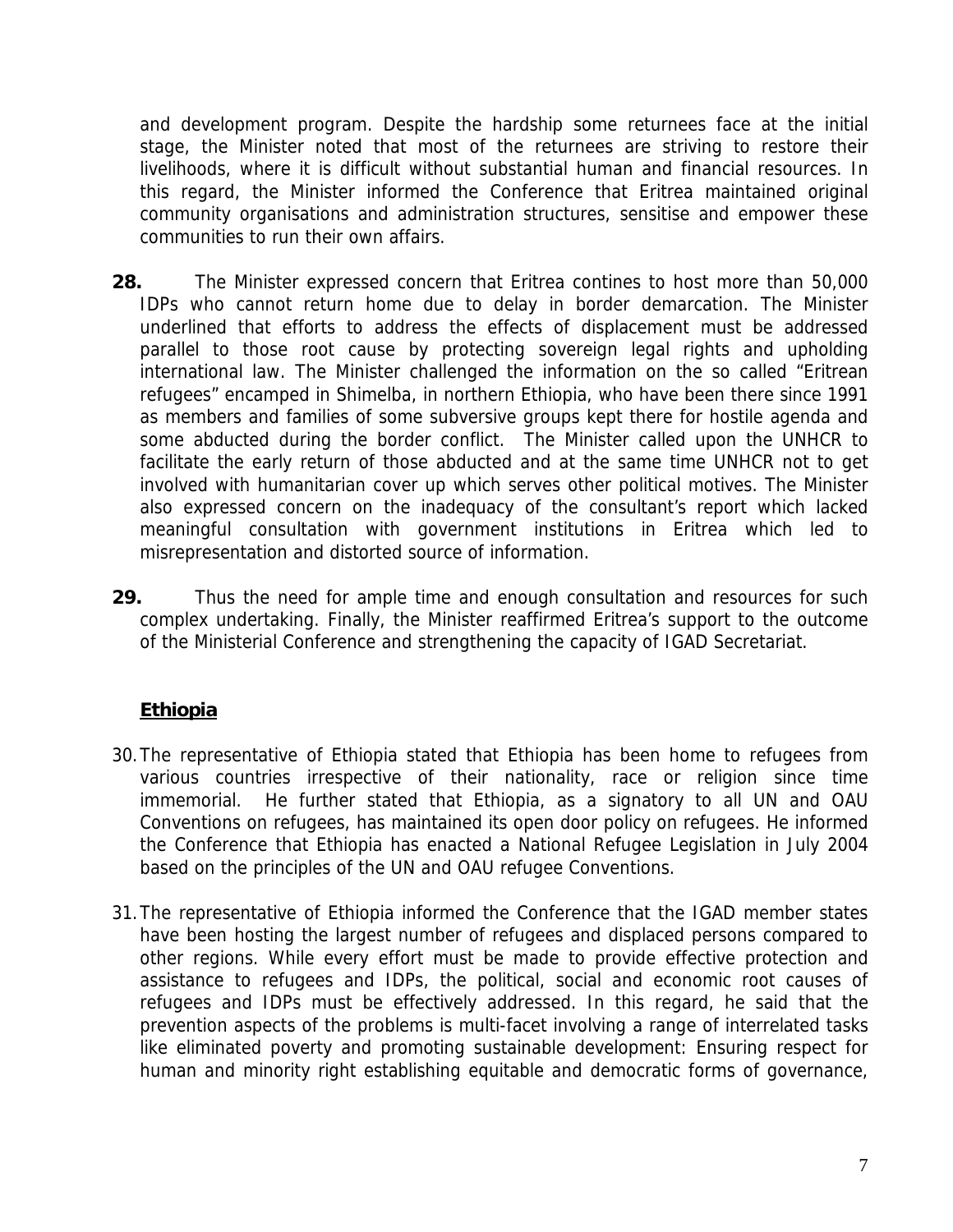and development program. Despite the hardship some returnees face at the initial stage, the Minister noted that most of the returnees are striving to restore their livelihoods, where it is difficult without substantial human and financial resources. In this regard, the Minister informed the Conference that Eritrea maintained original community organisations and administration structures, sensitise and empower these communities to run their own affairs.

**28.** The Minister expressed concern that Eritrea contines to host more than 50,000 IDPs who cannot return home due to delay in border demarcation. The Minister underlined that efforts to address the effects of displacement must be addressed parallel to those root cause by protecting sovereign legal rights and upholding international law. The Minister challenged the information on the so called "Eritrean refugees" encamped in Shimelba, in northern Ethiopia, who have been there since 1991 as members and families of some subversive groups kept there for hostile agenda and some abducted during the border conflict. The Minister called upon the UNHCR to facilitate the early return of those abducted and at the same time UNHCR not to get involved with humanitarian cover up which serves other political motives. The Minister also expressed concern on the inadequacy of the consultant's report which lacked meaningful consultation with government institutions in Eritrea which led to misrepresentation and distorted source of information.

**29.** Thus the need for ample time and enough consultation and resources for such complex undertaking. Finally, the Minister reaffirmed Eritrea's support to the outcome of the Ministerial Conference and strengthening the capacity of IGAD Secretariat.

## Ethiopia

30. The representative of Ethiopia stated that Ethiopia has been home to refugees from various countries irrespective of their nationality, race or religion since time immemorial. He further stated that Ethiopia, as a signatory to all UN and OAU Conventions on refugees, has maintained its open door policy on refugees. He informed the Conference that Ethiopia has enacted a National Refugee Legislation in July 2004 based on the principles of the UN and OAU refugee Conventions.

31. The representative of Ethiopia informed the Conference that the IGAD member states have been hosting the largest number of refugees and displaced persons compared to other regions. While every effort must be made to provide effective protection and assistance to refugees and IDPs, the political, social and economic root causes of refugees and IDPs must be effectively addressed. In this regard, he said that the prevention aspects of the problems is multi-facet involving a range of interrelated tasks like eliminated poverty and promoting sustainable development: Ensuring respect for human and minority right establishing equitable and democratic forms of governance,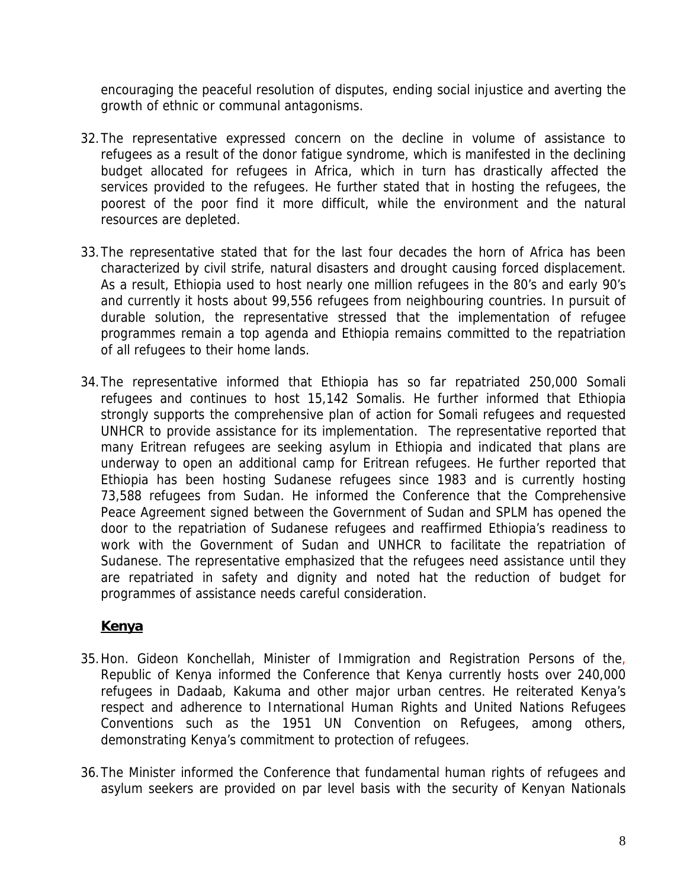encouraging the peaceful resolution of disputes, ending social injustice and averting the growth of ethnic or communal antagonisms.

32. The representative expressed concern on the decline in volume of assistance to refugees as a result of the donor fatigue syndrome, which is manifested in the declining budget allocated for refugees in Africa, which in turn has drastically affected the services provided to the refugees. He further stated that in hosting the refugees, the poorest of the poor find it more difficult, while the environment and the natural resources are depleted.

33. The representative stated that for the last four decades the horn of Africa has been characterized by civil strife, natural disasters and drought causing forced displacement. As a result, Ethiopia used to host nearly one million refugees in the 80's and early 90's and currently it hosts about 99,556 refugees from neighbouring countries. In pursuit of durable solution, the representative stressed that the implementation of refugee programmes remain a top agenda and Ethiopia remains committed to the repatriation of all refugees to their home lands.

34. The representative informed that Ethiopia has so far repatriated 250,000 Somali refugees and continues to host 15,142 Somalis. He further informed that Ethiopia strongly supports the comprehensive plan of action for Somali refugees and requested UNHCR to provide assistance for its implementation. The representative reported that many Eritrean refugees are seeking asylum in Ethiopia and indicated that plans are underway to open an additional camp for Eritrean refugees. He further reported that Ethiopia has been hosting Sudanese refugees since 1983 and is currently hosting 73,588 refugees from Sudan. He informed the Conference that the Comprehensive Peace Agreement signed between the Government of Sudan and SPLM has opened the door to the repatriation of Sudanese refugees and reaffirmed Ethiopia's readiness to work with the Government of Sudan and UNHCR to facilitate the repatriation of Sudanese. The representative emphasized that the refugees need assistance until they are repatriated in safety and dignity and noted hat the reduction of budget for programmes of assistance needs careful consideration.

**Kenya**

35. Hon. Gideon Konchellah, Minister of Immigration and Registration Persons of the, Republic of Kenya informed the Conference that Kenya currently hosts over 240,000 refugees in Dadaab, Kakuma and other major urban centres. He reiterated Kenya's respect and adherence to International Human Rights and United Nations Refugees Conventions such as the 1951 UN Convention on Refugees, among others, demonstrating Kenya's commitment to protection of refugees.

36. The Minister informed the Conference that fundamental human rights of refugees and asylum seekers are provided on par level basis with the security of Kenyan Nationals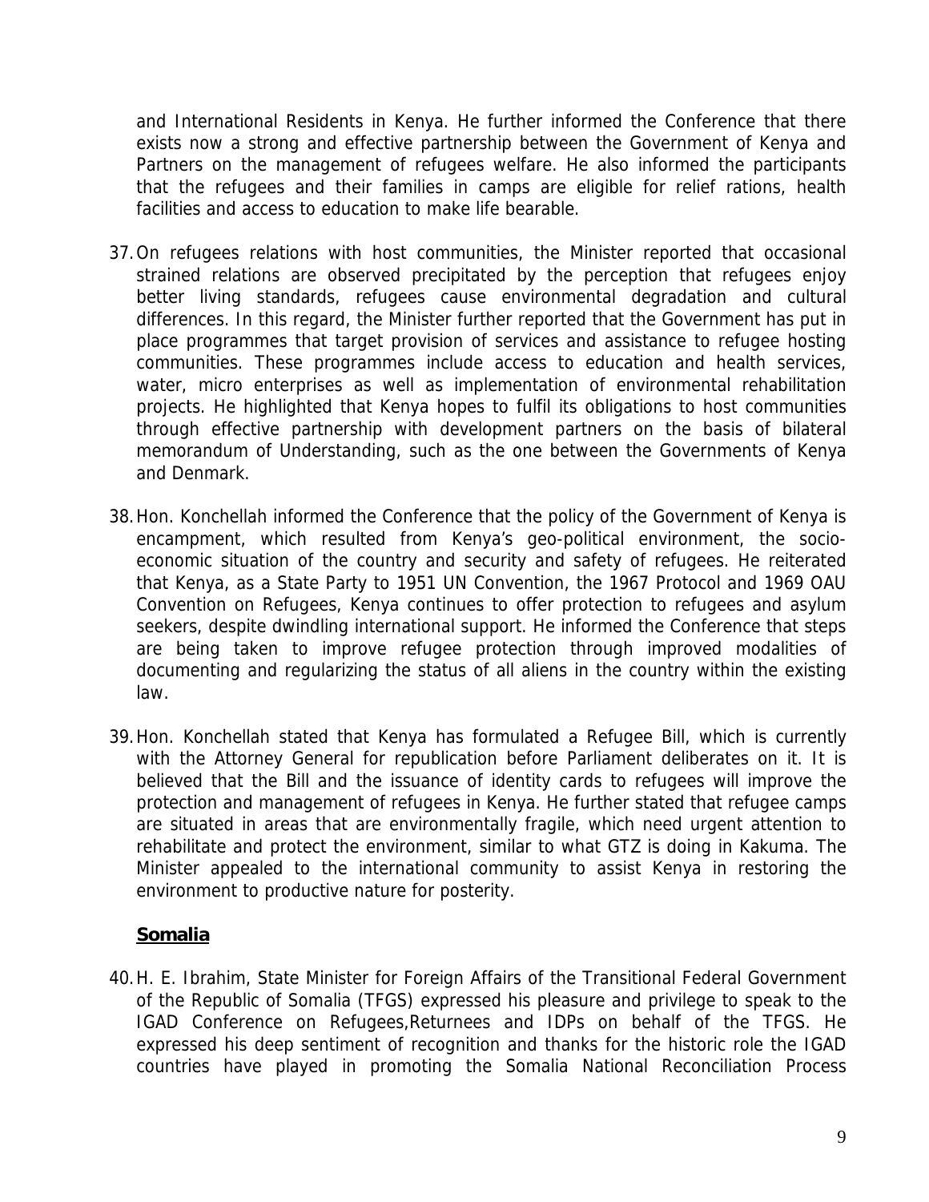and International Residents in Kenya. He further informed the Conference that there exists now a strong and effective partnership between the Government of Kenya and Partners on the management of refugees welfare. He also informed the participants that the refugees and their families in camps are eligible for relief rations, health facilities and access to education to make life bearable.

37. On refugees relations with host communities, the Minister reported that occasional strained relations are observed precipitated by the perception that refugees enjoy better living standards, refugees cause environmental degradation and cultural differences. In this regard, the Minister further reported that the Government has put in place programmes that target provision of services and assistance to refugee hosting communities. These programmes include access to education and health services, water, micro enterprises as well as implementation of environmental rehabilitation projects. He highlighted that Kenya hopes to fulfil its obligations to host communities through effective partnership with development partners on the basis of bilateral memorandum of Understanding, such as the one between the Governments of Kenya and Denmark.

38. Hon. Konchellah informed the Conference that the policy of the Government of Kenya is encampment, which resulted from Kenya's geo-political environment, the socio-economic situation of the country and security and safety of refugees. He reiterated that Kenya, as a State Party to 1951 UN Convention, the 1967 Protocol and 1969 OAU Convention on Refugees, Kenya continues to offer protection to refugees and asylum seekers, despite dwindling international support. He informed the Conference that steps are being taken to improve refugee protection through improved modalities of documenting and regularizing the status of all aliens in the country within the existing law.

39. Hon. Konchellah stated that Kenya has formulated a Refugee Bill, which is currently with the Attorney General for republication before Parliament deliberates on it. It is believed that the Bill and the issuance of identity cards to refugees will improve the protection and management of refugees in Kenya. He further stated that refugee camps are situated in areas that are environmentally fragile, which need urgent attention to rehabilitate and protect the environment, similar to what GTZ is doing in Kakuma. The Minister appealed to the international community to assist Kenya in restoring the environment to productive nature for posterity.

**Somalia**

40. H. E. Ibrahim, State Minister for Foreign Affairs of the Transitional Federal Government of the Republic of Somalia (TFGS) expressed his pleasure and privilege to speak to the IGAD Conference on Refugees,Returnees and IDPs on behalf of the TFGS. He expressed his deep sentiment of recognition and thanks for the historic role the IGAD countries have played in promoting the Somalia National Reconciliation Process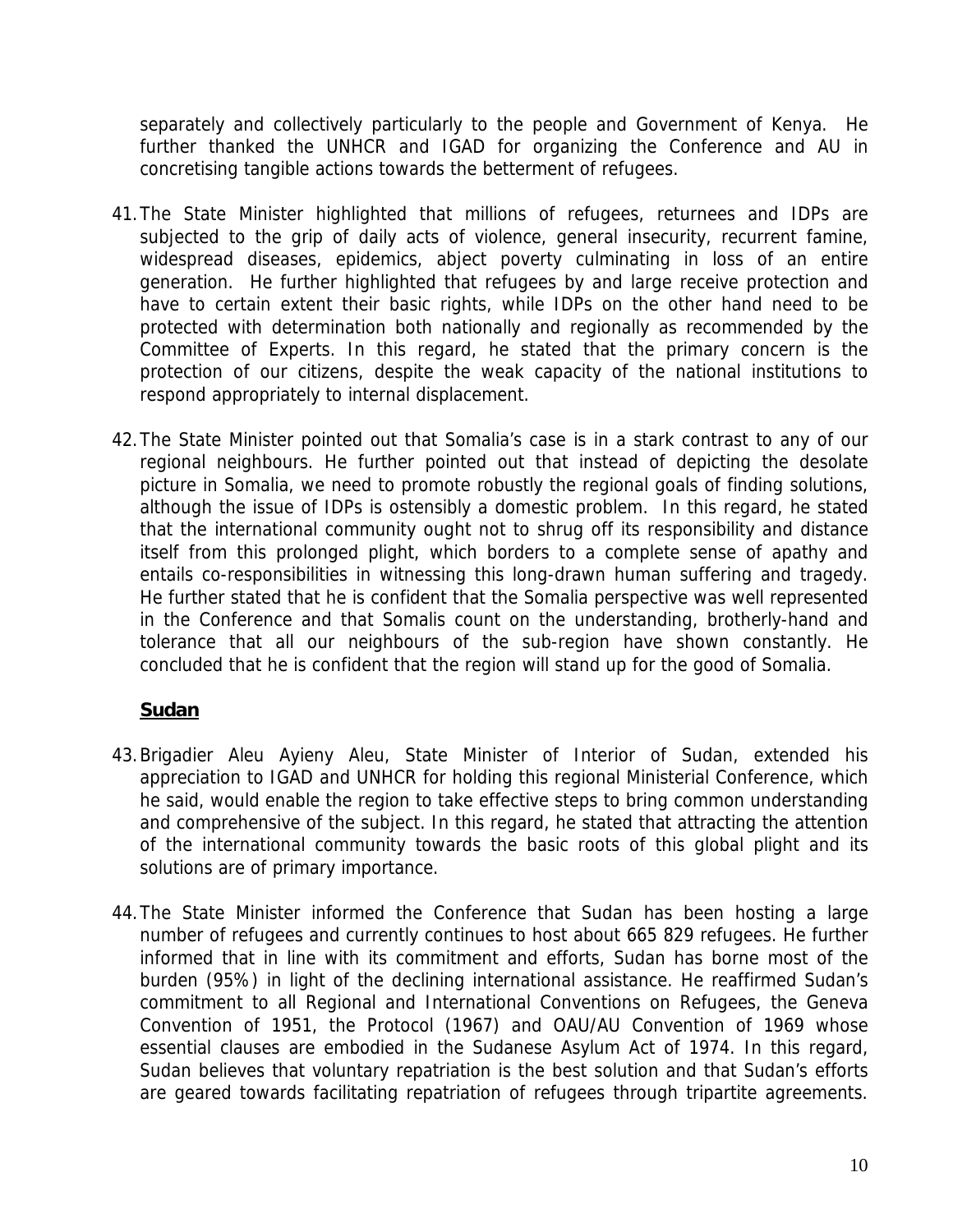separately and collectively particularly to the people and Government of Kenya. He further thanked the UNHCR and IGAD for organizing the Conference and AU in concretising tangible actions towards the betterment of refugees.

41. The State Minister highlighted that millions of refugees, returnees and IDPs are subjected to the grip of daily acts of violence, general insecurity, recurrent famine, widespread diseases, epidemics, abject poverty culminating in loss of an entire generation. He further highlighted that refugees by and large receive protection and have to certain extent their basic rights, while IDPs on the other hand need to be protected with determination both nationally and regionally as recommended by the Committee of Experts. In this regard, he stated that the primary concern is the protection of our citizens, despite the weak capacity of the national institutions to respond appropriately to internal displacement.

42. The State Minister pointed out that Somalia's case is in a stark contrast to any of our regional neighbours. He further pointed out that instead of depicting the desolate picture in Somalia, we need to promote robustly the regional goals of finding solutions, although the issue of IDPs is ostensibly a domestic problem. In this regard, he stated that the international community ought not to shrug off its responsibility and distance itself from this prolonged plight, which borders to a complete sense of apathy and entails co-responsibilities in witnessing this long-drawn human suffering and tragedy. He further stated that he is confident that the Somalia perspective was well represented in the Conference and that Somalis count on the understanding, brotherly-hand and tolerance that all our neighbours of the sub-region have shown constantly. He concluded that he is confident that the region will stand up for the good of Somalia.

## Sudan

43. Brigadier Aleu Ayieny Aleu, State Minister of Interior of Sudan, extended his appreciation to IGAD and UNHCR for holding this regional Ministerial Conference, which he said, would enable the region to take effective steps to bring common understanding and comprehensive of the subject. In this regard, he stated that attracting the attention of the international community towards the basic roots of this global plight and its solutions are of primary importance.

44. The State Minister informed the Conference that Sudan has been hosting a large number of refugees and currently continues to host about 665 829 refugees. He further informed that in line with its commitment and efforts, Sudan has borne most of the burden (95%) in light of the declining international assistance. He reaffirmed Sudan's commitment to all Regional and International Conventions on Refugees, the Geneva Convention of 1951, the Protocol (1967) and OAU/AU Convention of 1969 whose essential clauses are embodied in the Sudanese Asylum Act of 1974. In this regard, Sudan believes that voluntary repatriation is the best solution and that Sudan's efforts are geared towards facilitating repatriation of refugees through tripartite agreements.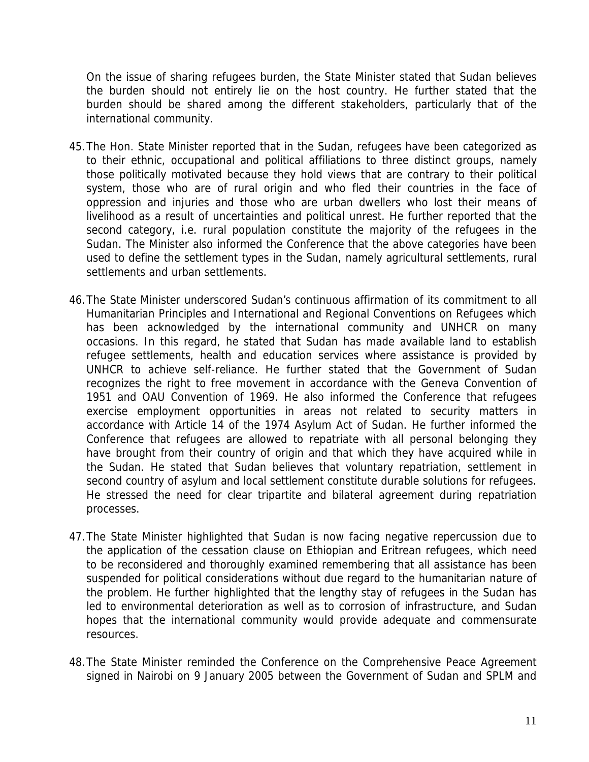On the issue of sharing refugees burden, the State Minister stated that Sudan believes the burden should not entirely lie on the host country. He further stated that the burden should be shared among the different stakeholders, particularly that of the international community.

45. The Hon. State Minister reported that in the Sudan, refugees have been categorized as to their ethnic, occupational and political affiliations to three distinct groups, namely those politically motivated because they hold views that are contrary to their political system, those who are of rural origin and who fled their countries in the face of oppression and injuries and those who are urban dwellers who lost their means of livelihood as a result of uncertainties and political unrest. He further reported that the second category, i.e. rural population constitute the majority of the refugees in the Sudan. The Minister also informed the Conference that the above categories have been used to define the settlement types in the Sudan, namely agricultural settlements, rural settlements and urban settlements.

46. The State Minister underscored Sudan's continuous affirmation of its commitment to all Humanitarian Principles and International and Regional Conventions on Refugees which has been acknowledged by the international community and UNHCR on many occasions. In this regard, he stated that Sudan has made available land to establish refugee settlements, health and education services where assistance is provided by UNHCR to achieve self-reliance. He further stated that the Government of Sudan recognizes the right to free movement in accordance with the Geneva Convention of 1951 and OAU Convention of 1969. He also informed the Conference that refugees exercise employment opportunities in areas not related to security matters in accordance with Article 14 of the 1974 Asylum Act of Sudan. He further informed the Conference that refugees are allowed to repatriate with all personal belonging they have brought from their country of origin and that which they have acquired while in the Sudan. He stated that Sudan believes that voluntary repatriation, settlement in second country of asylum and local settlement constitute durable solutions for refugees. He stressed the need for clear tripartite and bilateral agreement during repatriation processes.

47. The State Minister highlighted that Sudan is now facing negative repercussion due to the application of the cessation clause on Ethiopian and Eritrean refugees, which need to be reconsidered and thoroughly examined remembering that all assistance has been suspended for political considerations without due regard to the humanitarian nature of the problem. He further highlighted that the lengthy stay of refugees in the Sudan has led to environmental deterioration as well as to corrosion of infrastructure, and Sudan hopes that the international community would provide adequate and commensurate resources.

48. The State Minister reminded the Conference on the Comprehensive Peace Agreement signed in Nairobi on 9 January 2005 between the Government of Sudan and SPLM and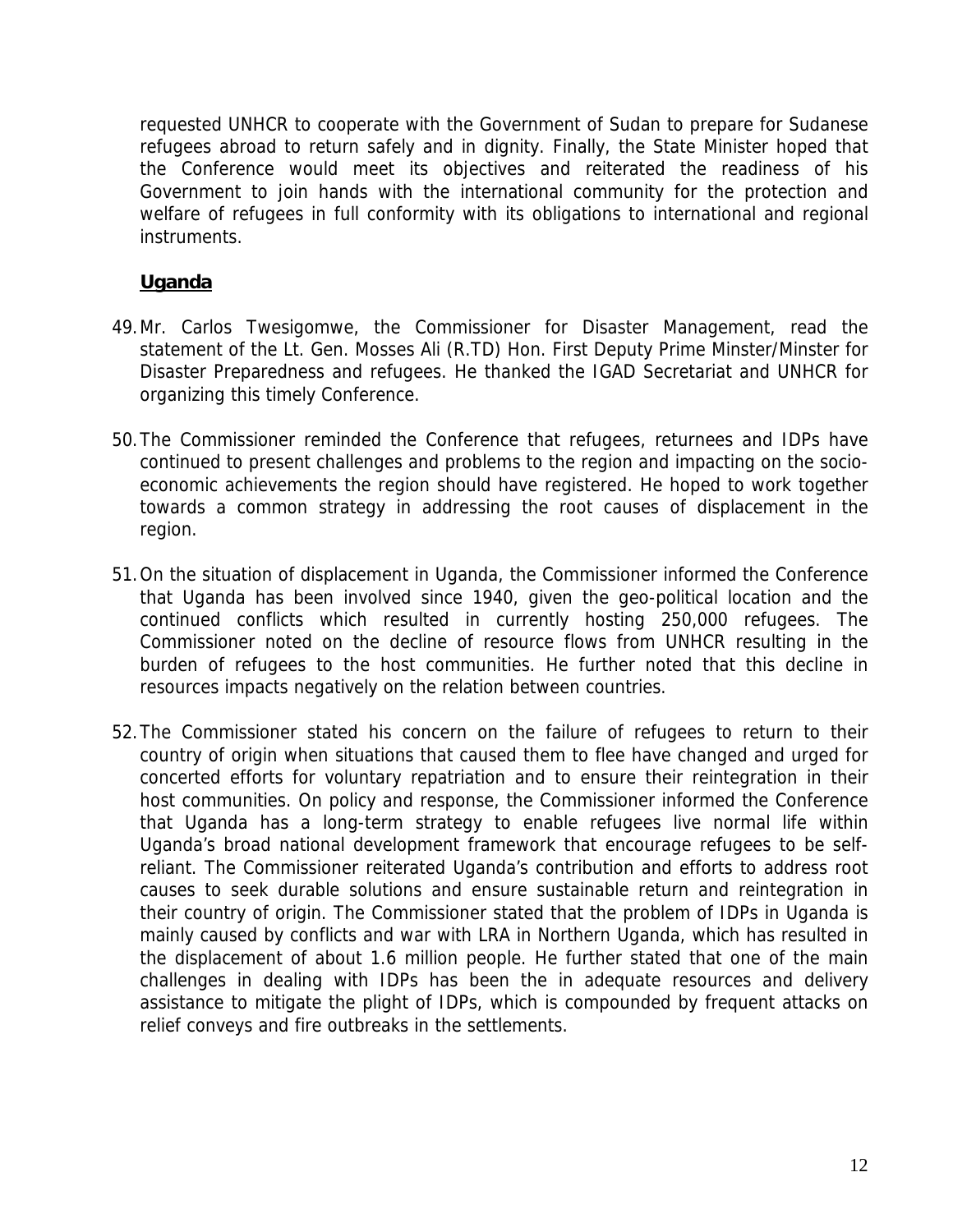requested UNHCR to cooperate with the Government of Sudan to prepare for Sudanese refugees abroad to return safely and in dignity. Finally, the State Minister hoped that the Conference would meet its objectives and reiterated the readiness of his Government to join hands with the international community for the protection and welfare of refugees in full conformity with its obligations to international and regional instruments.

**Uganda**

49. Mr. Carlos Twesigomwe, the Commissioner for Disaster Management, read the statement of the Lt. Gen. Mosses Ali (R.TD) Hon. First Deputy Prime Minster/Minster for Disaster Preparedness and refugees. He thanked the IGAD Secretariat and UNHCR for organizing this timely Conference.

50. The Commissioner reminded the Conference that refugees, returnees and IDPs have continued to present challenges and problems to the region and impacting on the socio-economic achievements the region should have registered. He hoped to work together towards a common strategy in addressing the root causes of displacement in the region.

51. On the situation of displacement in Uganda, the Commissioner informed the Conference that Uganda has been involved since 1940, given the geo-political location and the continued conflicts which resulted in currently hosting 250,000 refugees. The Commissioner noted on the decline of resource flows from UNHCR resulting in the burden of refugees to the host communities. He further noted that this decline in resources impacts negatively on the relation between countries.

52. The Commissioner stated his concern on the failure of refugees to return to their country of origin when situations that caused them to flee have changed and urged for concerted efforts for voluntary repatriation and to ensure their reintegration in their host communities. On policy and response, the Commissioner informed the Conference that Uganda has a long-term strategy to enable refugees live normal life within Uganda's broad national development framework that encourage refugees to be self-reliant. The Commissioner reiterated Uganda's contribution and efforts to address root causes to seek durable solutions and ensure sustainable return and reintegration in their country of origin. The Commissioner stated that the problem of IDPs in Uganda is mainly caused by conflicts and war with LRA in Northern Uganda, which has resulted in the displacement of about 1.6 million people. He further stated that one of the main challenges in dealing with IDPs has been the in adequate resources and delivery assistance to mitigate the plight of IDPs, which is compounded by frequent attacks on relief conveys and fire outbreaks in the settlements.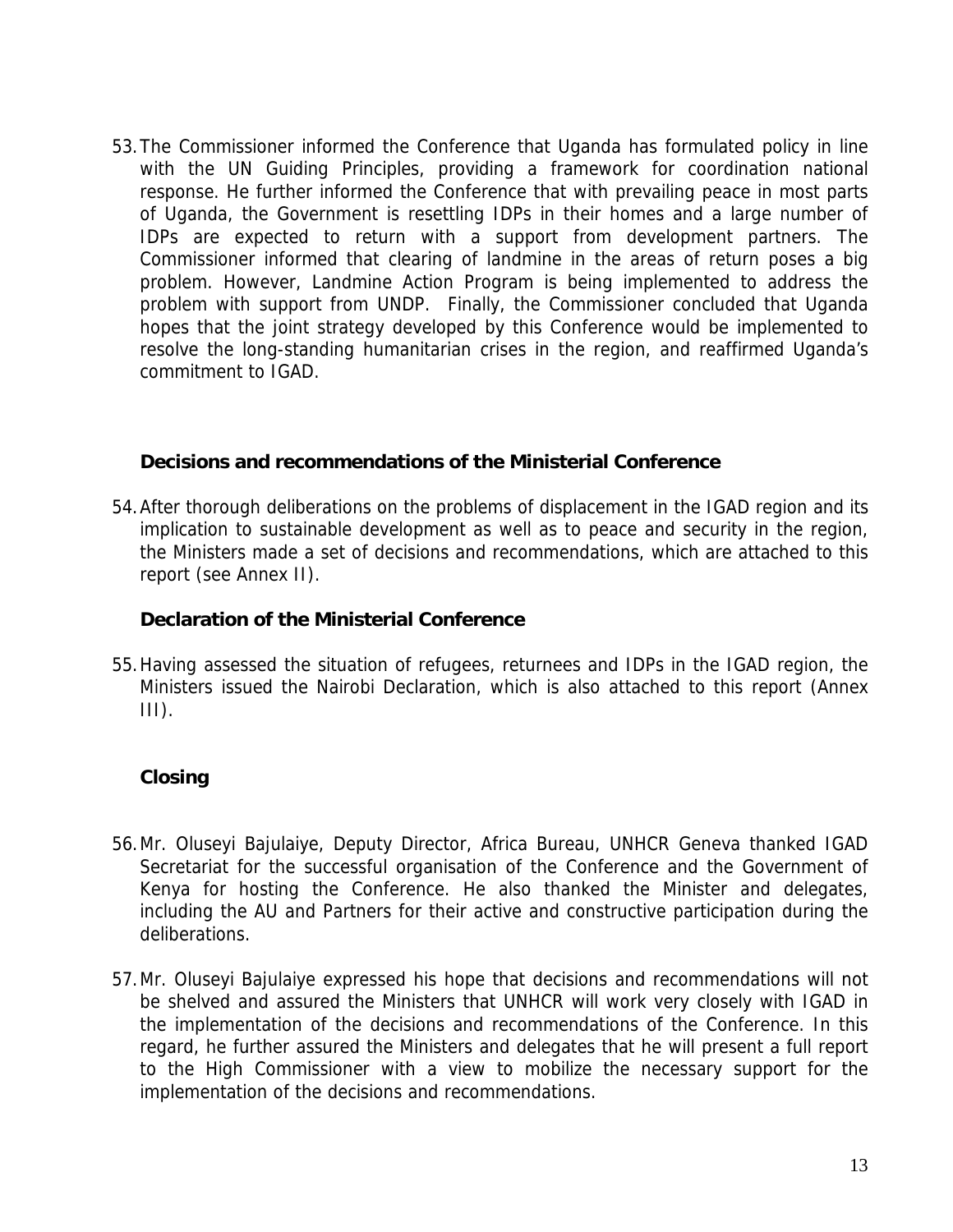53. The Commissioner informed the Conference that Uganda has formulated policy in line with the UN Guiding Principles, providing a framework for coordination national response. He further informed the Conference that with prevailing peace in most parts of Uganda, the Government is resettling IDPs in their homes and a large number of IDPs are expected to return with a support from development partners. The Commissioner informed that clearing of landmine in the areas of return poses a big problem. However, Landmine Action Program is being implemented to address the problem with support from UNDP. Finally, the Commissioner concluded that Uganda hopes that the joint strategy developed by this Conference would be implemented to resolve the long-standing humanitarian crises in the region, and reaffirmed Uganda's commitment to IGAD.

### Decisions and recommendations of the Ministerial Conference

54. After thorough deliberations on the problems of displacement in the IGAD region and its implication to sustainable development as well as to peace and security in the region, the Ministers made a set of decisions and recommendations, which are attached to this report (see Annex II).

### Declaration of the Ministerial Conference

55. Having assessed the situation of refugees, returnees and IDPs in the IGAD region, the Ministers issued the Nairobi Declaration, which is also attached to this report (Annex III).

### Closing

56. Mr. Oluseyi Bajulaiye, Deputy Director, Africa Bureau, UNHCR Geneva thanked IGAD Secretariat for the successful organisation of the Conference and the Government of Kenya for hosting the Conference. He also thanked the Minister and delegates, including the AU and Partners for their active and constructive participation during the deliberations.

57. Mr. Oluseyi Bajulaiye expressed his hope that decisions and recommendations will not be shelved and assured the Ministers that UNHCR will work very closely with IGAD in the implementation of the decisions and recommendations of the Conference. In this regard, he further assured the Ministers and delegates that he will present a full report to the High Commissioner with a view to mobilize the necessary support for the implementation of the decisions and recommendations.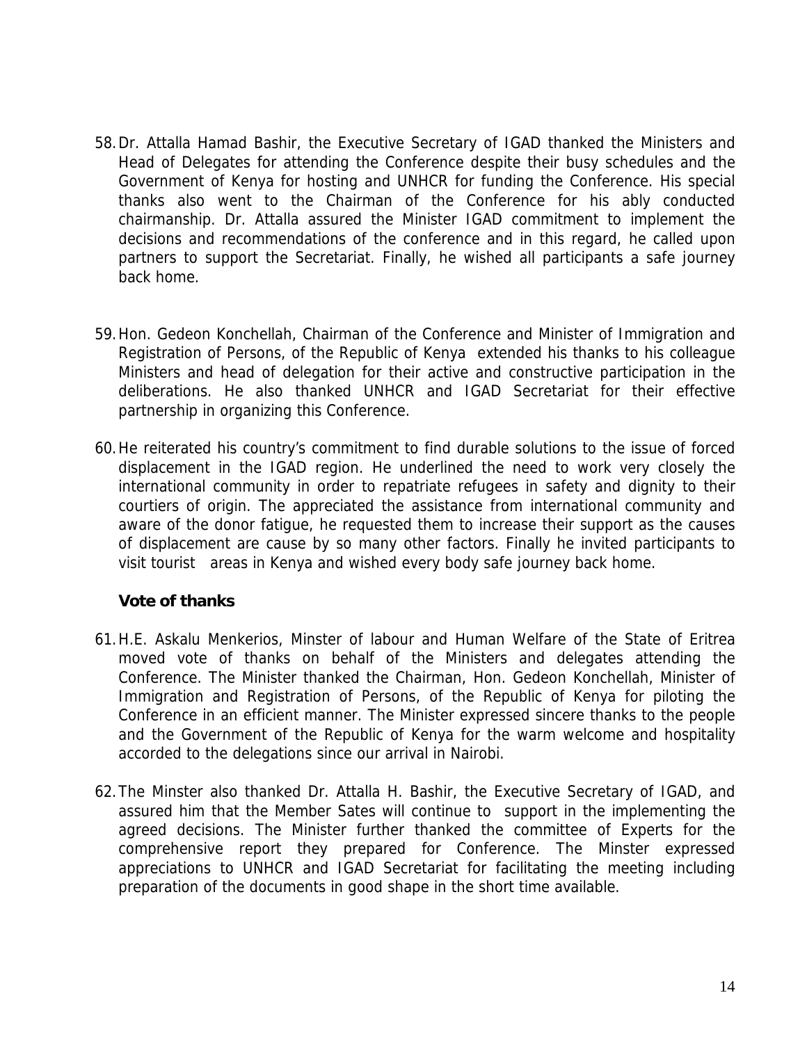58. Dr. Attalla Hamad Bashir, the Executive Secretary of IGAD thanked the Ministers and Head of Delegates for attending the Conference despite their busy schedules and the Government of Kenya for hosting and UNHCR for funding the Conference. His special thanks also went to the Chairman of the Conference for his ably conducted chairmanship. Dr. Attalla assured the Minister IGAD commitment to implement the decisions and recommendations of the conference and in this regard, he called upon partners to support the Secretariat. Finally, he wished all participants a safe journey back home.

59. Hon. Gedeon Konchellah, Chairman of the Conference and Minister of Immigration and Registration of Persons, of the Republic of Kenya extended his thanks to his colleague Ministers and head of delegation for their active and constructive participation in the deliberations. He also thanked UNHCR and IGAD Secretariat for their effective partnership in organizing this Conference.

60. He reiterated his country's commitment to find durable solutions to the issue of forced displacement in the IGAD region. He underlined the need to work very closely the international community in order to repatriate refugees in safety and dignity to their courtiers of origin. The appreciated the assistance from international community and aware of the donor fatigue, he requested them to increase their support as the causes of displacement are cause by so many other factors. Finally he invited participants to visit tourist areas in Kenya and wished every body safe journey back home.

**Vote of thanks**

61. H.E. Askalu Menkerios, Minster of labour and Human Welfare of the State of Eritrea moved vote of thanks on behalf of the Ministers and delegates attending the Conference. The Minister thanked the Chairman, Hon. Gedeon Konchellah, Minister of Immigration and Registration of Persons, of the Republic of Kenya for piloting the Conference in an efficient manner. The Minister expressed sincere thanks to the people and the Government of the Republic of Kenya for the warm welcome and hospitality accorded to the delegations since our arrival in Nairobi.

62. The Minster also thanked Dr. Attalla H. Bashir, the Executive Secretary of IGAD, and assured him that the Member Sates will continue to support in the implementing the agreed decisions. The Minister further thanked the committee of Experts for the comprehensive report they prepared for Conference. The Minster expressed appreciations to UNHCR and IGAD Secretariat for facilitating the meeting including preparation of the documents in good shape in the short time available.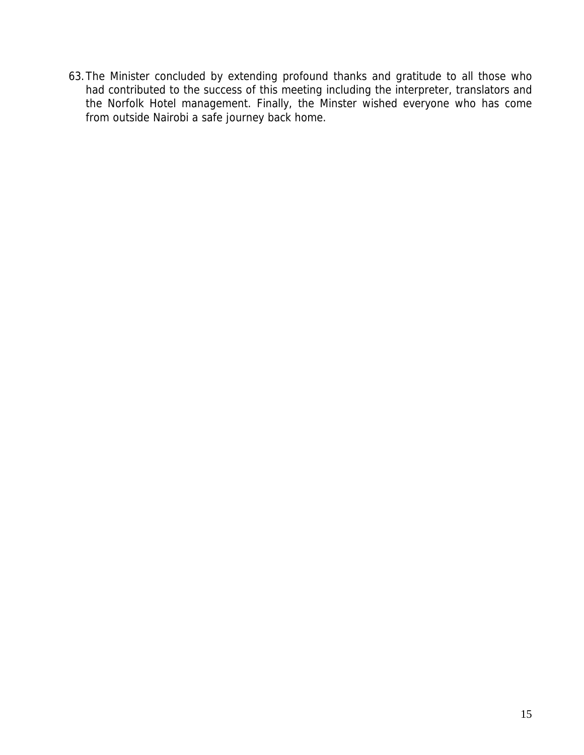63. The Minister concluded by extending profound thanks and gratitude to all those who had contributed to the success of this meeting including the interpreter, translators and the Norfolk Hotel management. Finally, the Minster wished everyone who has come from outside Nairobi a safe journey back home.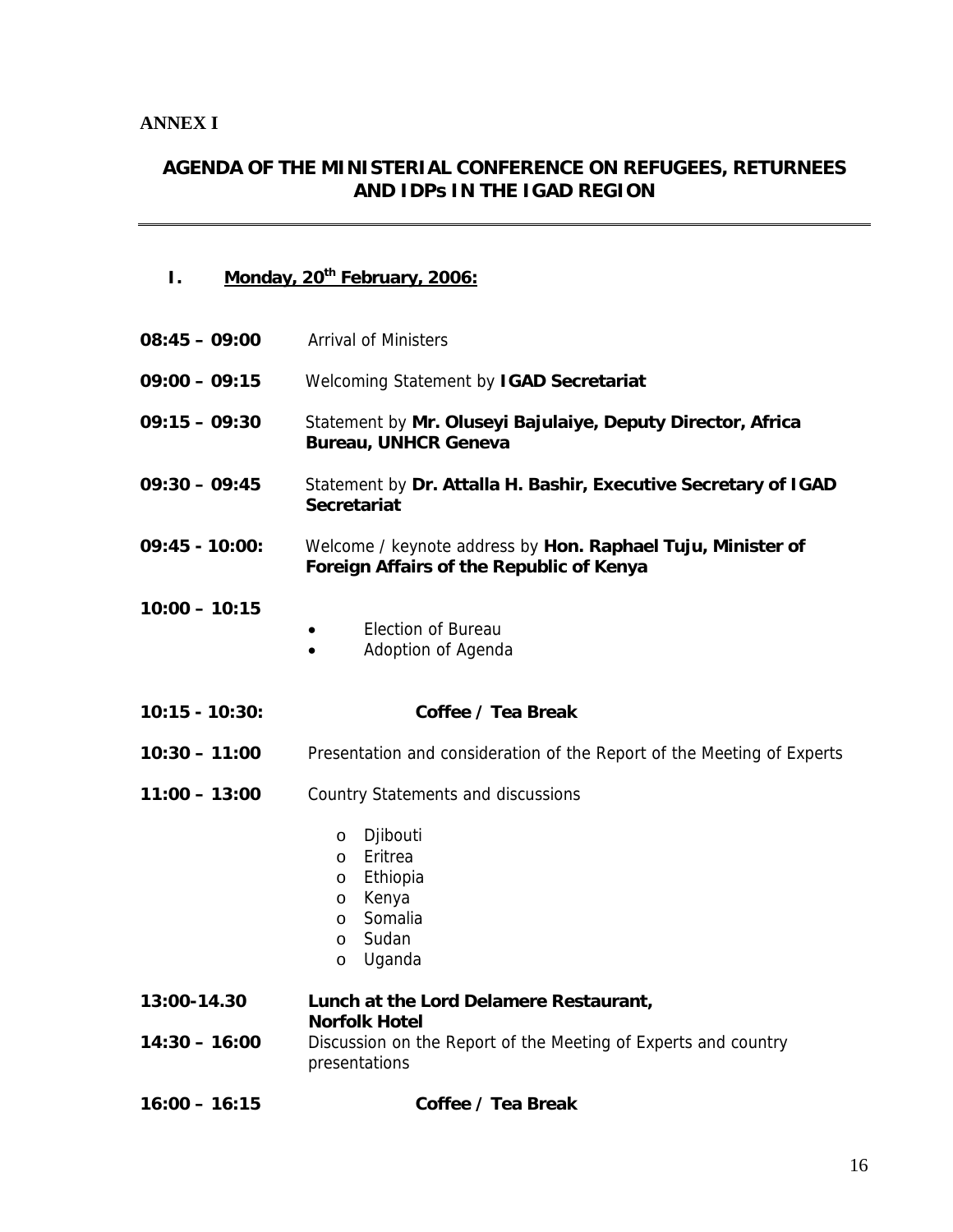**ANNEX I**

## AGENDA OF THE MINISTERIAL CONFERENCE ON REFUGEES, RETURNEES AND IDPs IN THE IGAD REGION

---

### I. Monday, 20th February, 2006:

**08:45 – 09:00** Arrival of Ministers

**09:00 – 09:15** Welcoming Statement by **IGAD Secretariat**

**09:15 – 09:30** Statement by **Mr. Oluseyi Bajulaiye, Deputy Director, Africa Bureau, UNHCR Geneva**

**09:30 – 09:45** Statement by **Dr. Attalla H. Bashir, Executive Secretary of IGAD Secretariat**

**09:45 - 10:00:** Welcome / keynote address by **Hon. Raphael Tuju, Minister of Foreign Affairs of the Republic of Kenya**

**10:00 – 10:15**

- Election of Bureau
- Adoption of Agenda

**10:15 - 10:30:** **Coffee / Tea Break**

**10:30 – 11:00** Presentation and consideration of the Report of the Meeting of Experts

**11:00 – 13:00** Country Statements and discussions

- Djibouti
- Eritrea
- Ethiopia
- Kenya
- Somalia
- Sudan
- Uganda

**13:00-14.30** **Lunch at the Lord Delamere Restaurant, Norfolk Hotel**

**14:30 – 16:00** Discussion on the Report of the Meeting of Experts and country presentations

**16:00 – 16:15** **Coffee / Tea Break**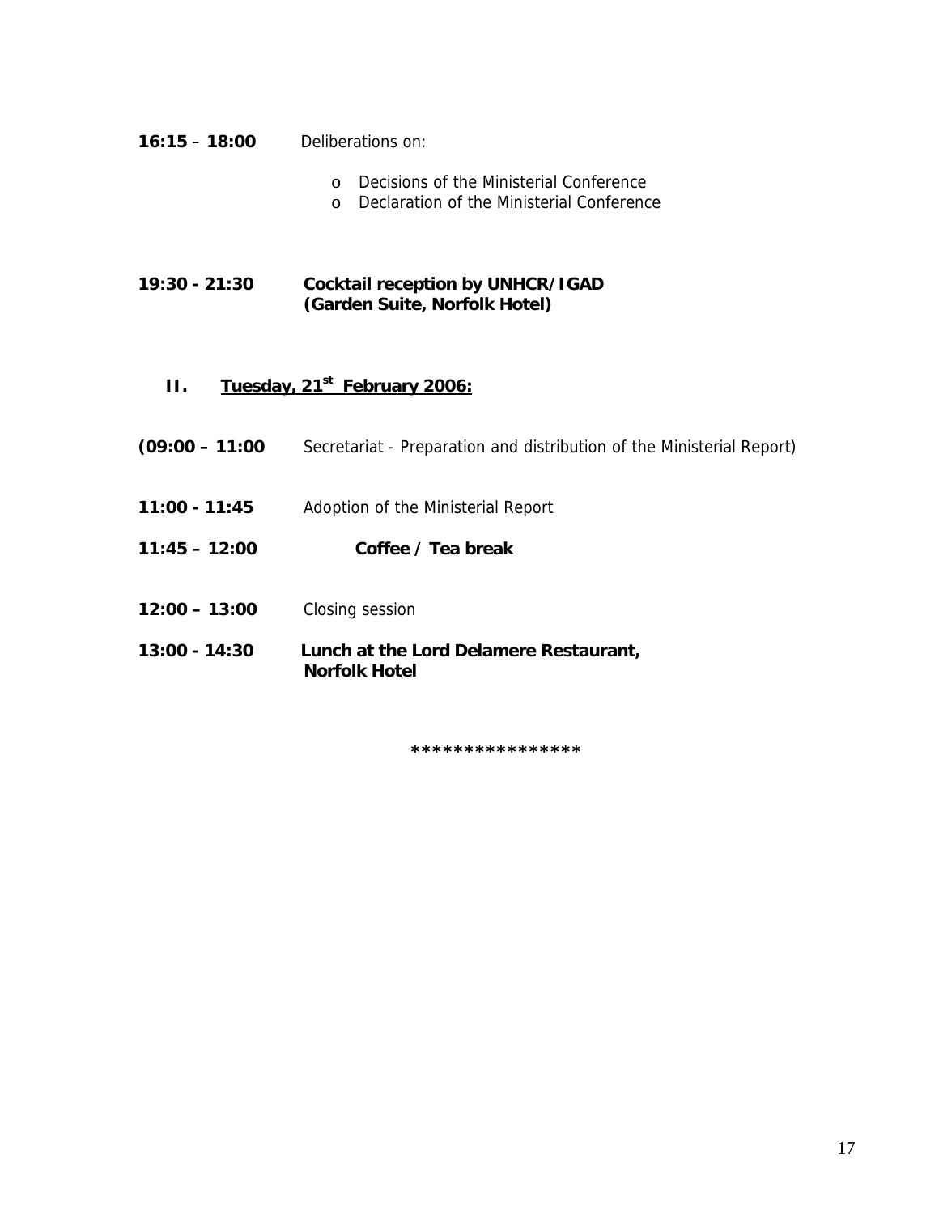**16:15** – **18:00** Deliberations on:

- o Decisions of the Ministerial Conference
- o Declaration of the Ministerial Conference

**19:30 - 21:30** **Cocktail reception by UNHCR/IGAD (Garden Suite, Norfolk Hotel)**

## II. Tuesday, 21st February 2006:

**(09:00 – 11:00** Secretariat - Preparation and distribution of the Ministerial Report)

**11:00 - 11:45** Adoption of the Ministerial Report

**11:45 – 12:00** **Coffee / Tea break**

**12:00 – 13:00** Closing session

**13:00 - 14:30** **Lunch at the Lord Delamere Restaurant, Norfolk Hotel**

****************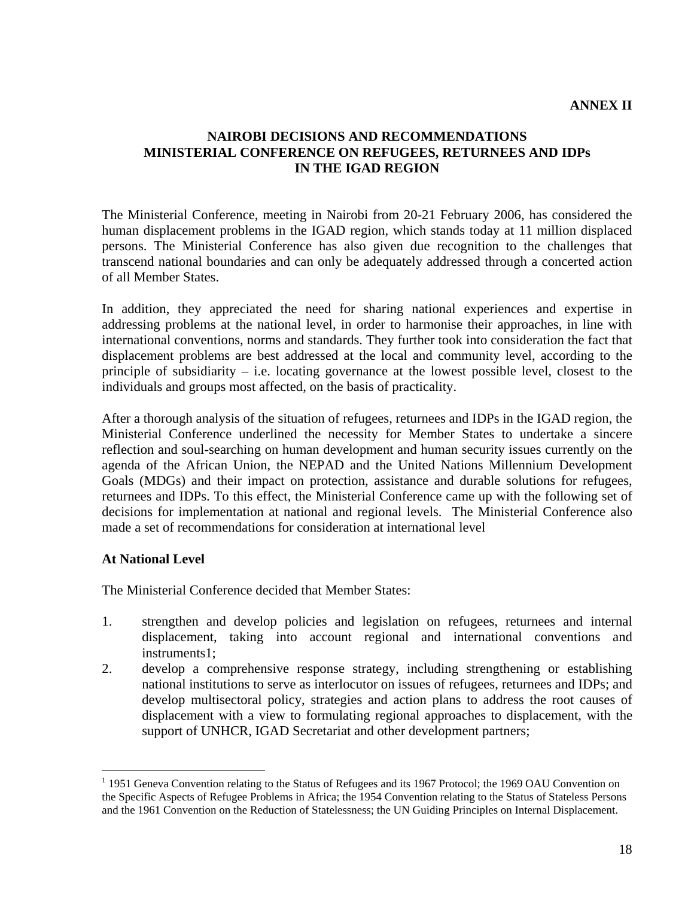**ANNEX II**

## NAIROBI DECISIONS AND RECOMMENDATIONS MINISTERIAL CONFERENCE ON REFUGEES, RETURNEES AND IDPs IN THE IGAD REGION

The Ministerial Conference, meeting in Nairobi from 20-21 February 2006, has considered the human displacement problems in the IGAD region, which stands today at 11 million displaced persons. The Ministerial Conference has also given due recognition to the challenges that transcend national boundaries and can only be adequately addressed through a concerted action of all Member States.

In addition, they appreciated the need for sharing national experiences and expertise in addressing problems at the national level, in order to harmonise their approaches, in line with international conventions, norms and standards. They further took into consideration the fact that displacement problems are best addressed at the local and community level, according to the principle of subsidiarity – i.e. locating governance at the lowest possible level, closest to the individuals and groups most affected, on the basis of practicality.

After a thorough analysis of the situation of refugees, returnees and IDPs in the IGAD region, the Ministerial Conference underlined the necessity for Member States to undertake a sincere reflection and soul-searching on human development and human security issues currently on the agenda of the African Union, the NEPAD and the United Nations Millennium Development Goals (MDGs) and their impact on protection, assistance and durable solutions for refugees, returnees and IDPs. To this effect, the Ministerial Conference came up with the following set of decisions for implementation at national and regional levels. The Ministerial Conference also made a set of recommendations for consideration at international level

### At National Level

The Ministerial Conference decided that Member States:

1. strengthen and develop policies and legislation on refugees, returnees and internal displacement, taking into account regional and international conventions and instruments[1];
2. develop a comprehensive response strategy, including strengthening or establishing national institutions to serve as interlocutor on issues of refugees, returnees and IDPs; and develop multisectoral policy, strategies and action plans to address the root causes of displacement with a view to formulating regional approaches to displacement, with the support of UNHCR, IGAD Secretariat and other development partners;

[1] 1951 Geneva Convention relating to the Status of Refugees and its 1967 Protocol; the 1969 OAU Convention on the Specific Aspects of Refugee Problems in Africa; the 1954 Convention relating to the Status of Stateless Persons and the 1961 Convention on the Reduction of Statelessness; the UN Guiding Principles on Internal Displacement.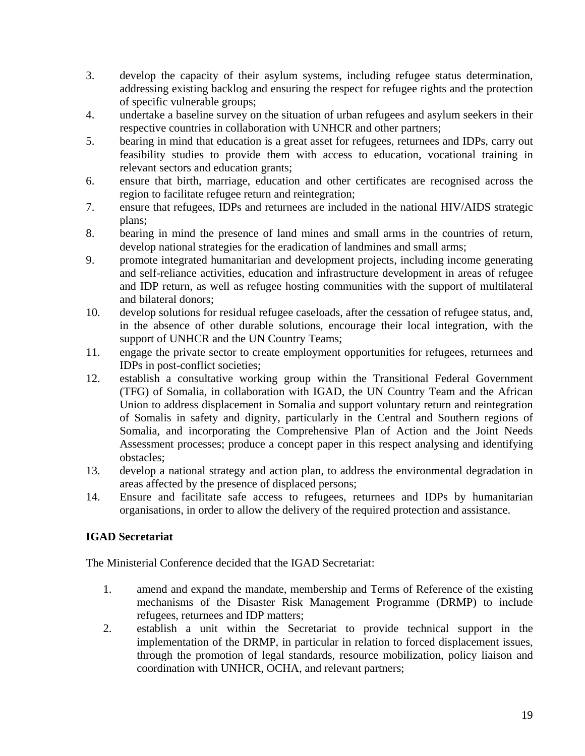3. develop the capacity of their asylum systems, including refugee status determination, addressing existing backlog and ensuring the respect for refugee rights and the protection of specific vulnerable groups;
4. undertake a baseline survey on the situation of urban refugees and asylum seekers in their respective countries in collaboration with UNHCR and other partners;
5. bearing in mind that education is a great asset for refugees, returnees and IDPs, carry out feasibility studies to provide them with access to education, vocational training in relevant sectors and education grants;
6. ensure that birth, marriage, education and other certificates are recognised across the region to facilitate refugee return and reintegration;
7. ensure that refugees, IDPs and returnees are included in the national HIV/AIDS strategic plans;
8. bearing in mind the presence of land mines and small arms in the countries of return, develop national strategies for the eradication of landmines and small arms;
9. promote integrated humanitarian and development projects, including income generating and self-reliance activities, education and infrastructure development in areas of refugee and IDP return, as well as refugee hosting communities with the support of multilateral and bilateral donors;
10. develop solutions for residual refugee caseloads, after the cessation of refugee status, and, in the absence of other durable solutions, encourage their local integration, with the support of UNHCR and the UN Country Teams;
11. engage the private sector to create employment opportunities for refugees, returnees and IDPs in post-conflict societies;
12. establish a consultative working group within the Transitional Federal Government (TFG) of Somalia, in collaboration with IGAD, the UN Country Team and the African Union to address displacement in Somalia and support voluntary return and reintegration of Somalis in safety and dignity, particularly in the Central and Southern regions of Somalia, and incorporating the Comprehensive Plan of Action and the Joint Needs Assessment processes; produce a concept paper in this respect analysing and identifying obstacles;
13. develop a national strategy and action plan, to address the environmental degradation in areas affected by the presence of displaced persons;
14. Ensure and facilitate safe access to refugees, returnees and IDPs by humanitarian organisations, in order to allow the delivery of the required protection and assistance.

**IGAD Secretariat**

The Ministerial Conference decided that the IGAD Secretariat:

1. amend and expand the mandate, membership and Terms of Reference of the existing mechanisms of the Disaster Risk Management Programme (DRMP) to include refugees, returnees and IDP matters;
2. establish a unit within the Secretariat to provide technical support in the implementation of the DRMP, in particular in relation to forced displacement issues, through the promotion of legal standards, resource mobilization, policy liaison and coordination with UNHCR, OCHA, and relevant partners;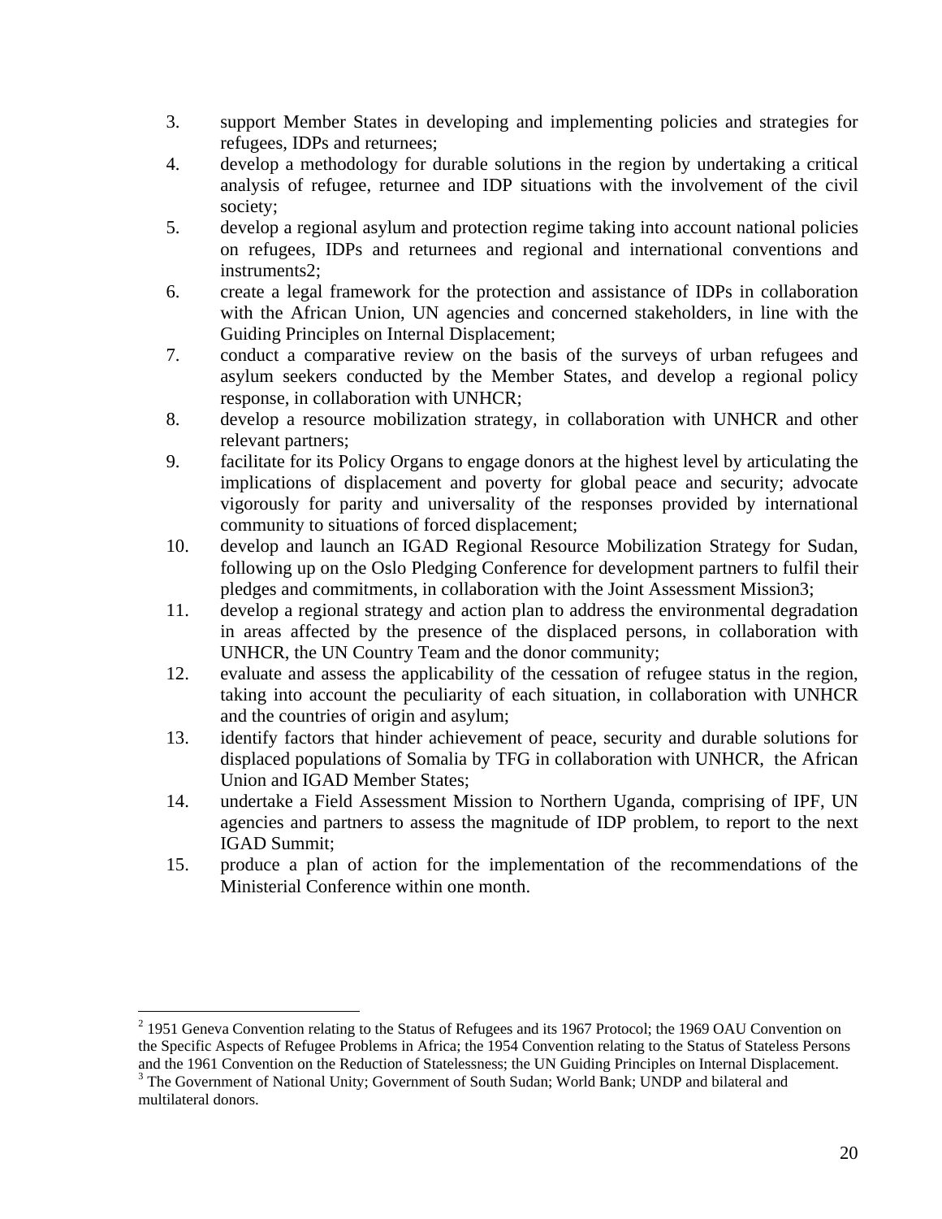3. support Member States in developing and implementing policies and strategies for refugees, IDPs and returnees;
4. develop a methodology for durable solutions in the region by undertaking a critical analysis of refugee, returnee and IDP situations with the involvement of the civil society;
5. develop a regional asylum and protection regime taking into account national policies on refugees, IDPs and returnees and regional and international conventions and instruments[2];
6. create a legal framework for the protection and assistance of IDPs in collaboration with the African Union, UN agencies and concerned stakeholders, in line with the Guiding Principles on Internal Displacement;
7. conduct a comparative review on the basis of the surveys of urban refugees and asylum seekers conducted by the Member States, and develop a regional policy response, in collaboration with UNHCR;
8. develop a resource mobilization strategy, in collaboration with UNHCR and other relevant partners;
9. facilitate for its Policy Organs to engage donors at the highest level by articulating the implications of displacement and poverty for global peace and security; advocate vigorously for parity and universality of the responses provided by international community to situations of forced displacement;
10. develop and launch an IGAD Regional Resource Mobilization Strategy for Sudan, following up on the Oslo Pledging Conference for development partners to fulfil their pledges and commitments, in collaboration with the Joint Assessment Mission[3];
11. develop a regional strategy and action plan to address the environmental degradation in areas affected by the presence of the displaced persons, in collaboration with UNHCR, the UN Country Team and the donor community;
12. evaluate and assess the applicability of the cessation of refugee status in the region, taking into account the peculiarity of each situation, in collaboration with UNHCR and the countries of origin and asylum;
13. identify factors that hinder achievement of peace, security and durable solutions for displaced populations of Somalia by TFG in collaboration with UNHCR, the African Union and IGAD Member States;
14. undertake a Field Assessment Mission to Northern Uganda, comprising of IPF, UN agencies and partners to assess the magnitude of IDP problem, to report to the next IGAD Summit;
15. produce a plan of action for the implementation of the recommendations of the Ministerial Conference within one month.

---

[2] 1951 Geneva Convention relating to the Status of Refugees and its 1967 Protocol; the 1969 OAU Convention on the Specific Aspects of Refugee Problems in Africa; the 1954 Convention relating to the Status of Stateless Persons and the 1961 Convention on the Reduction of Statelessness; the UN Guiding Principles on Internal Displacement.

[3] The Government of National Unity; Government of South Sudan; World Bank; UNDP and bilateral and multilateral donors.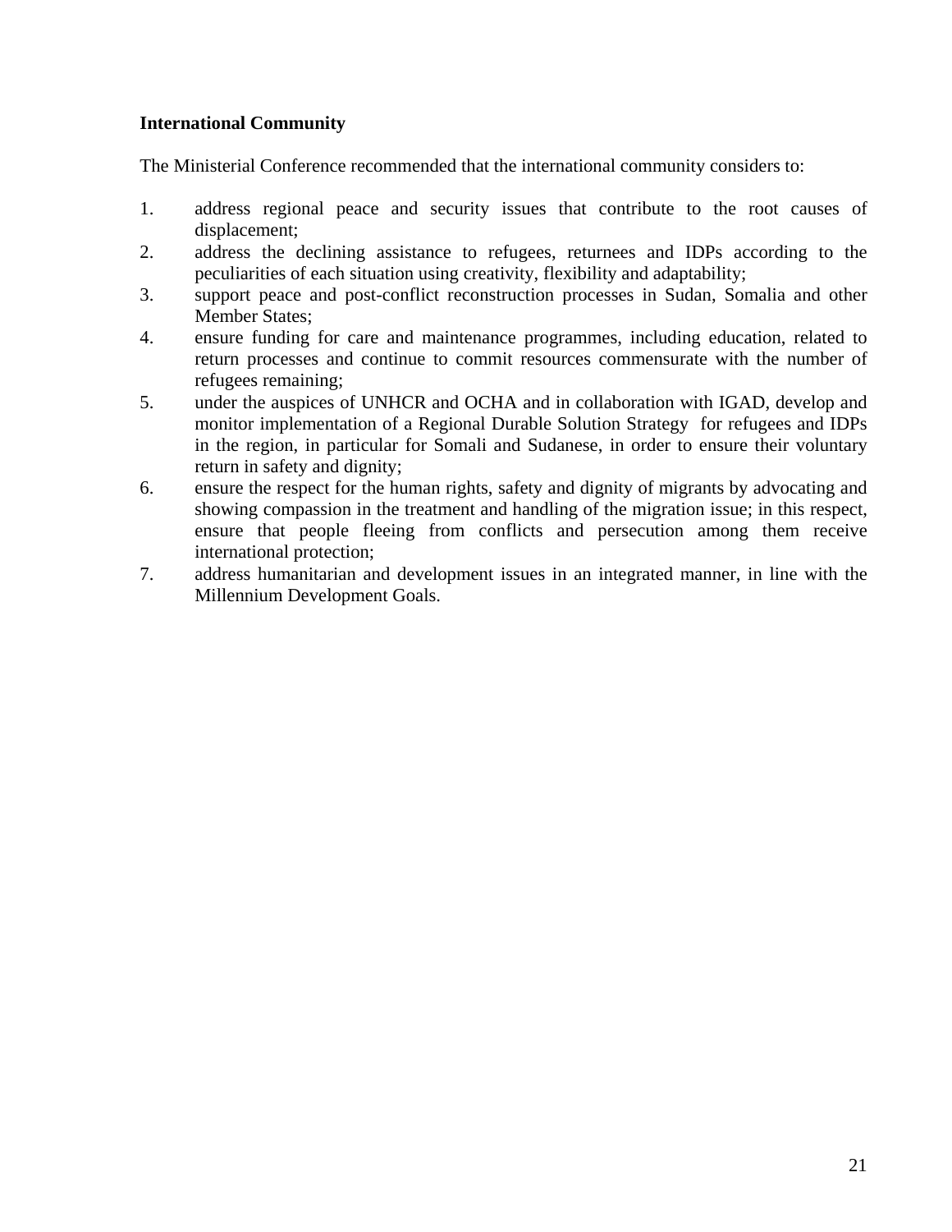**International Community**

The Ministerial Conference recommended that the international community considers to:

1. address regional peace and security issues that contribute to the root causes of displacement;
2. address the declining assistance to refugees, returnees and IDPs according to the peculiarities of each situation using creativity, flexibility and adaptability;
3. support peace and post-conflict reconstruction processes in Sudan, Somalia and other Member States;
4. ensure funding for care and maintenance programmes, including education, related to return processes and continue to commit resources commensurate with the number of refugees remaining;
5. under the auspices of UNHCR and OCHA and in collaboration with IGAD, develop and monitor implementation of a Regional Durable Solution Strategy for refugees and IDPs in the region, in particular for Somali and Sudanese, in order to ensure their voluntary return in safety and dignity;
6. ensure the respect for the human rights, safety and dignity of migrants by advocating and showing compassion in the treatment and handling of the migration issue; in this respect, ensure that people fleeing from conflicts and persecution among them receive international protection;
7. address humanitarian and development issues in an integrated manner, in line with the Millennium Development Goals.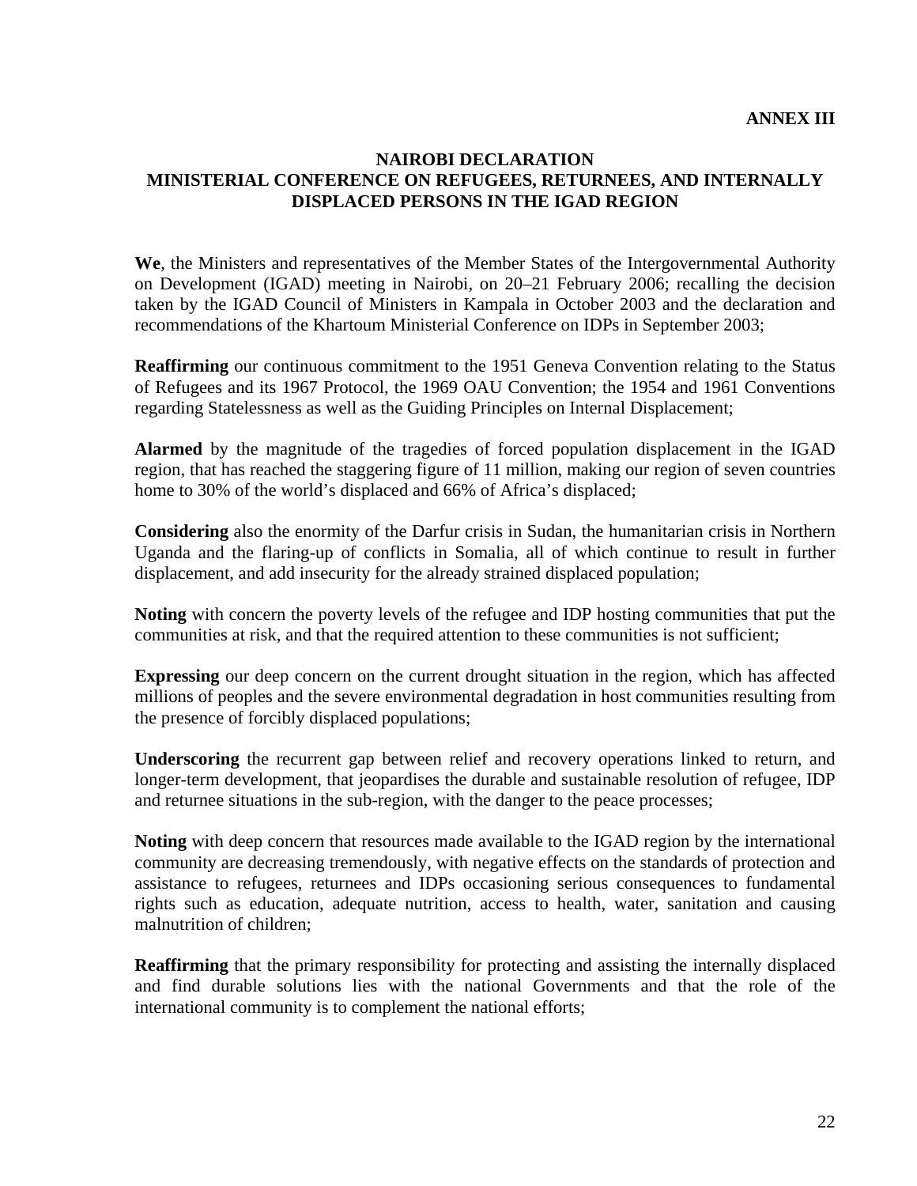**ANNEX III**

# NAIROBI DECLARATION
## MINISTERIAL CONFERENCE ON REFUGEES, RETURNEES, AND INTERNALLY DISPLACED PERSONS IN THE IGAD REGION

**We**, the Ministers and representatives of the Member States of the Intergovernmental Authority on Development (IGAD) meeting in Nairobi, on 20–21 February 2006; recalling the decision taken by the IGAD Council of Ministers in Kampala in October 2003 and the declaration and recommendations of the Khartoum Ministerial Conference on IDPs in September 2003;

**Reaffirming** our continuous commitment to the 1951 Geneva Convention relating to the Status of Refugees and its 1967 Protocol, the 1969 OAU Convention; the 1954 and 1961 Conventions regarding Statelessness as well as the Guiding Principles on Internal Displacement;

**Alarmed** by the magnitude of the tragedies of forced population displacement in the IGAD region, that has reached the staggering figure of 11 million, making our region of seven countries home to 30% of the world's displaced and 66% of Africa's displaced;

**Considering** also the enormity of the Darfur crisis in Sudan, the humanitarian crisis in Northern Uganda and the flaring-up of conflicts in Somalia, all of which continue to result in further displacement, and add insecurity for the already strained displaced population;

**Noting** with concern the poverty levels of the refugee and IDP hosting communities that put the communities at risk, and that the required attention to these communities is not sufficient;

**Expressing** our deep concern on the current drought situation in the region, which has affected millions of peoples and the severe environmental degradation in host communities resulting from the presence of forcibly displaced populations;

**Underscoring** the recurrent gap between relief and recovery operations linked to return, and longer-term development, that jeopardises the durable and sustainable resolution of refugee, IDP and returnee situations in the sub-region, with the danger to the peace processes;

**Noting** with deep concern that resources made available to the IGAD region by the international community are decreasing tremendously, with negative effects on the standards of protection and assistance to refugees, returnees and IDPs occasioning serious consequences to fundamental rights such as education, adequate nutrition, access to health, water, sanitation and causing malnutrition of children;

**Reaffirming** that the primary responsibility for protecting and assisting the internally displaced and find durable solutions lies with the national Governments and that the role of the international community is to complement the national efforts;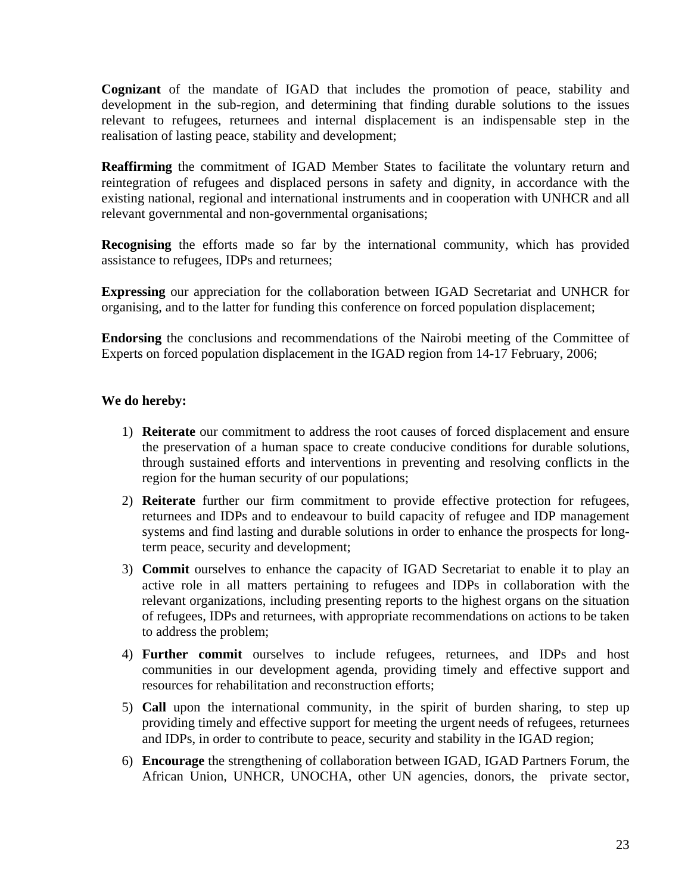**Cognizant** of the mandate of IGAD that includes the promotion of peace, stability and development in the sub-region, and determining that finding durable solutions to the issues relevant to refugees, returnees and internal displacement is an indispensable step in the realisation of lasting peace, stability and development;

**Reaffirming** the commitment of IGAD Member States to facilitate the voluntary return and reintegration of refugees and displaced persons in safety and dignity, in accordance with the existing national, regional and international instruments and in cooperation with UNHCR and all relevant governmental and non-governmental organisations;

**Recognising** the efforts made so far by the international community, which has provided assistance to refugees, IDPs and returnees;

**Expressing** our appreciation for the collaboration between IGAD Secretariat and UNHCR for organising, and to the latter for funding this conference on forced population displacement;

**Endorsing** the conclusions and recommendations of the Nairobi meeting of the Committee of Experts on forced population displacement in the IGAD region from 14-17 February, 2006;

**We do hereby:**

1) **Reiterate** our commitment to address the root causes of forced displacement and ensure the preservation of a human space to create conducive conditions for durable solutions, through sustained efforts and interventions in preventing and resolving conflicts in the region for the human security of our populations;
2) **Reiterate** further our firm commitment to provide effective protection for refugees, returnees and IDPs and to endeavour to build capacity of refugee and IDP management systems and find lasting and durable solutions in order to enhance the prospects for long-term peace, security and development;
3) **Commit** ourselves to enhance the capacity of IGAD Secretariat to enable it to play an active role in all matters pertaining to refugees and IDPs in collaboration with the relevant organizations, including presenting reports to the highest organs on the situation of refugees, IDPs and returnees, with appropriate recommendations on actions to be taken to address the problem;
4) **Further commit** ourselves to include refugees, returnees, and IDPs and host communities in our development agenda, providing timely and effective support and resources for rehabilitation and reconstruction efforts;
5) **Call** upon the international community, in the spirit of burden sharing, to step up providing timely and effective support for meeting the urgent needs of refugees, returnees and IDPs, in order to contribute to peace, security and stability in the IGAD region;
6) **Encourage** the strengthening of collaboration between IGAD, IGAD Partners Forum, the African Union, UNHCR, UNOCHA, other UN agencies, donors, the private sector,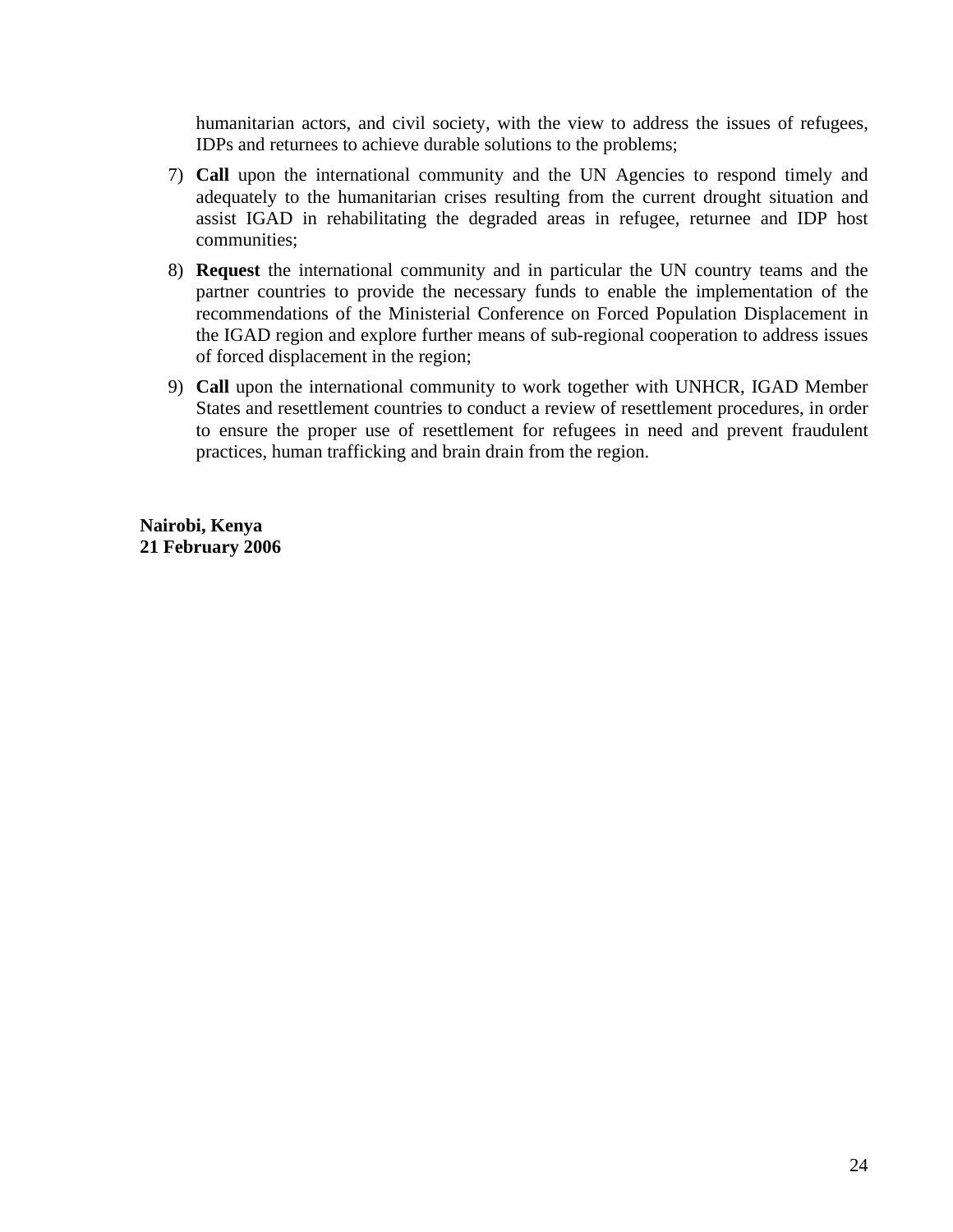humanitarian actors, and civil society, with the view to address the issues of refugees, IDPs and returnees to achieve durable solutions to the problems;

7) **Call** upon the international community and the UN Agencies to respond timely and adequately to the humanitarian crises resulting from the current drought situation and assist IGAD in rehabilitating the degraded areas in refugee, returnee and IDP host communities;

8) **Request** the international community and in particular the UN country teams and the partner countries to provide the necessary funds to enable the implementation of the recommendations of the Ministerial Conference on Forced Population Displacement in the IGAD region and explore further means of sub-regional cooperation to address issues of forced displacement in the region;

9) **Call** upon the international community to work together with UNHCR, IGAD Member States and resettlement countries to conduct a review of resettlement procedures, in order to ensure the proper use of resettlement for refugees in need and prevent fraudulent practices, human trafficking and brain drain from the region.

**Nairobi, Kenya**
**21 February 2006**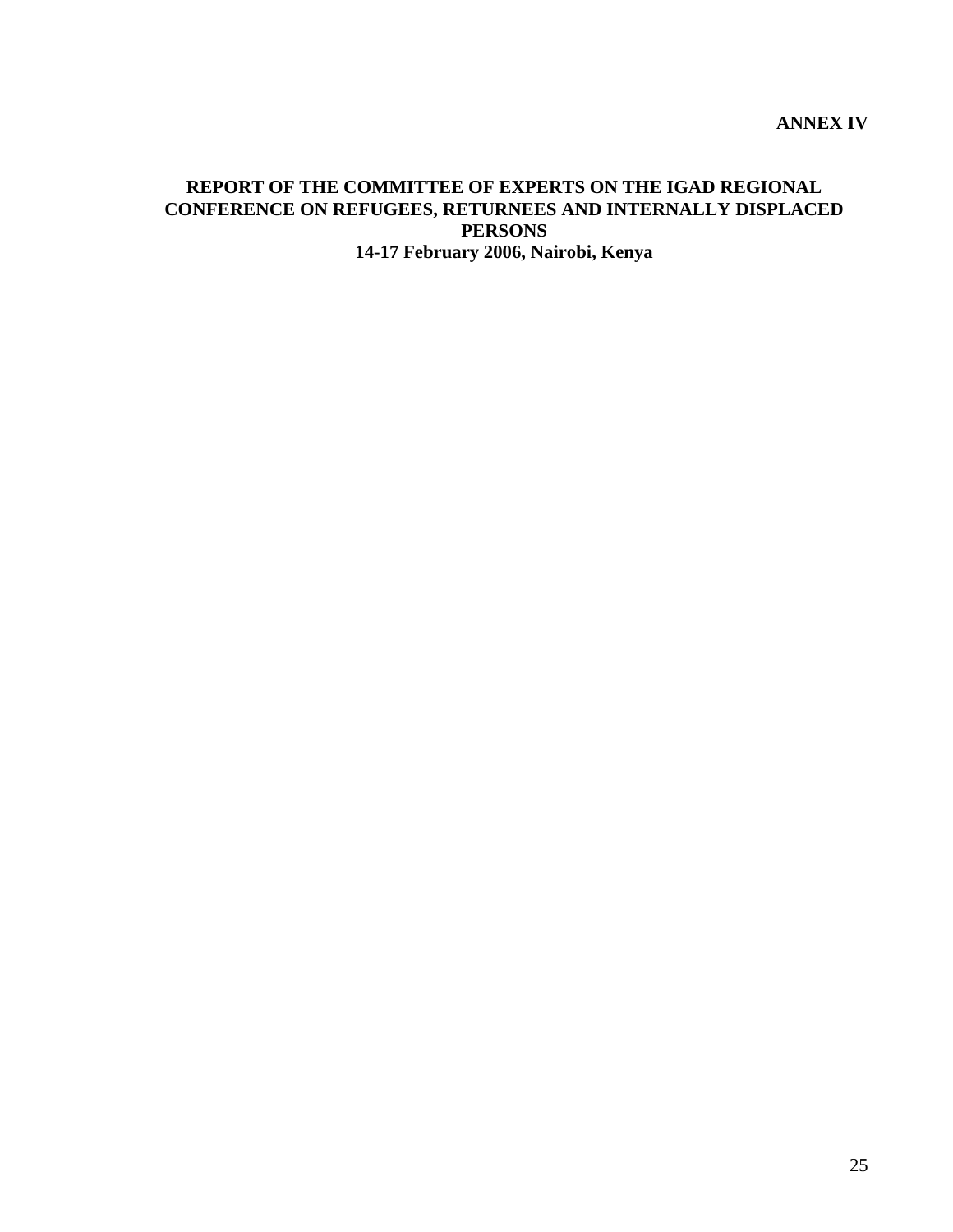**ANNEX IV**

# REPORT OF THE COMMITTEE OF EXPERTS ON THE IGAD REGIONAL CONFERENCE ON REFUGEES, RETURNEES AND INTERNALLY DISPLACED PERSONS

**14-17 February 2006, Nairobi, Kenya**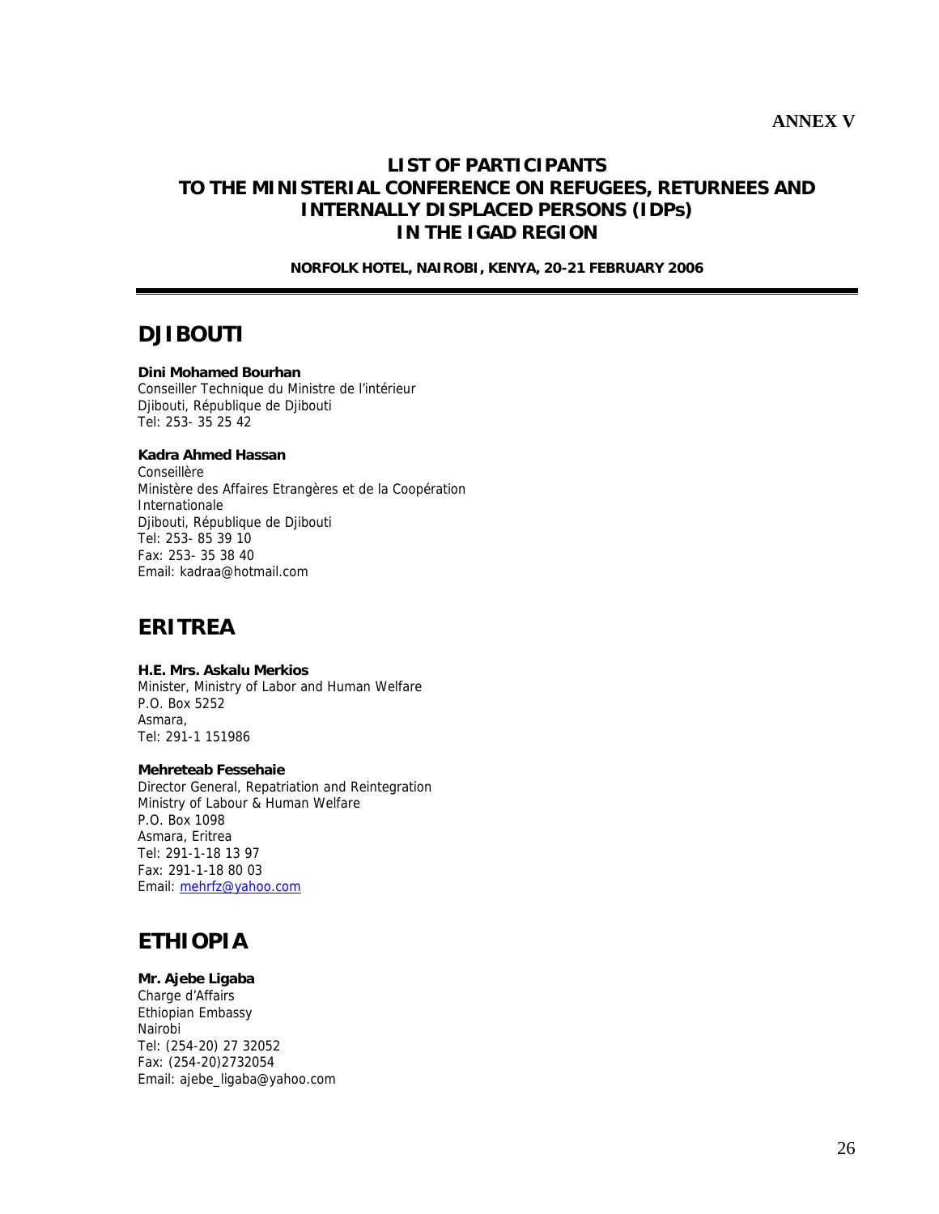**ANNEX V**

# LIST OF PARTICIPANTS TO THE MINISTERIAL CONFERENCE ON REFUGEES, RETURNEES AND INTERNALLY DISPLACED PERSONS (IDPs) IN THE IGAD REGION

**NORFOLK HOTEL, NAIROBI, KENYA, 20-21 FEBRUARY 2006**

---

## DJIBOUTI

**Dini Mohamed Bourhan**
Conseiller Technique du Ministre de l'intérieur
Djibouti, République de Djibouti
Tel: 253- 35 25 42

**Kadra Ahmed Hassan**
Conseillère
Ministère des Affaires Etrangères et de la Coopération Internationale
Djibouti, République de Djibouti
Tel: 253- 85 39 10
Fax: 253- 35 38 40
Email: kadraa@hotmail.com

## ERITREA

**H.E. Mrs. Askalu Merkios**
Minister, Ministry of Labor and Human Welfare
P.O. Box 5252
Asmara,
Tel: 291-1 151986

**Mehreteab Fessehaie**
Director General, Repatriation and Reintegration
Ministry of Labour & Human Welfare
P.O. Box 1098
Asmara, Eritrea
Tel: 291-1-18 13 97
Fax: 291-1-18 80 03
Email: mehrfz@yahoo.com

## ETHIOPIA

**Mr. Ajebe Ligaba**
Charge d'Affairs
Ethiopian Embassy
Nairobi
Tel: (254-20) 27 32052
Fax: (254-20)2732054
Email: ajebe_ligaba@yahoo.com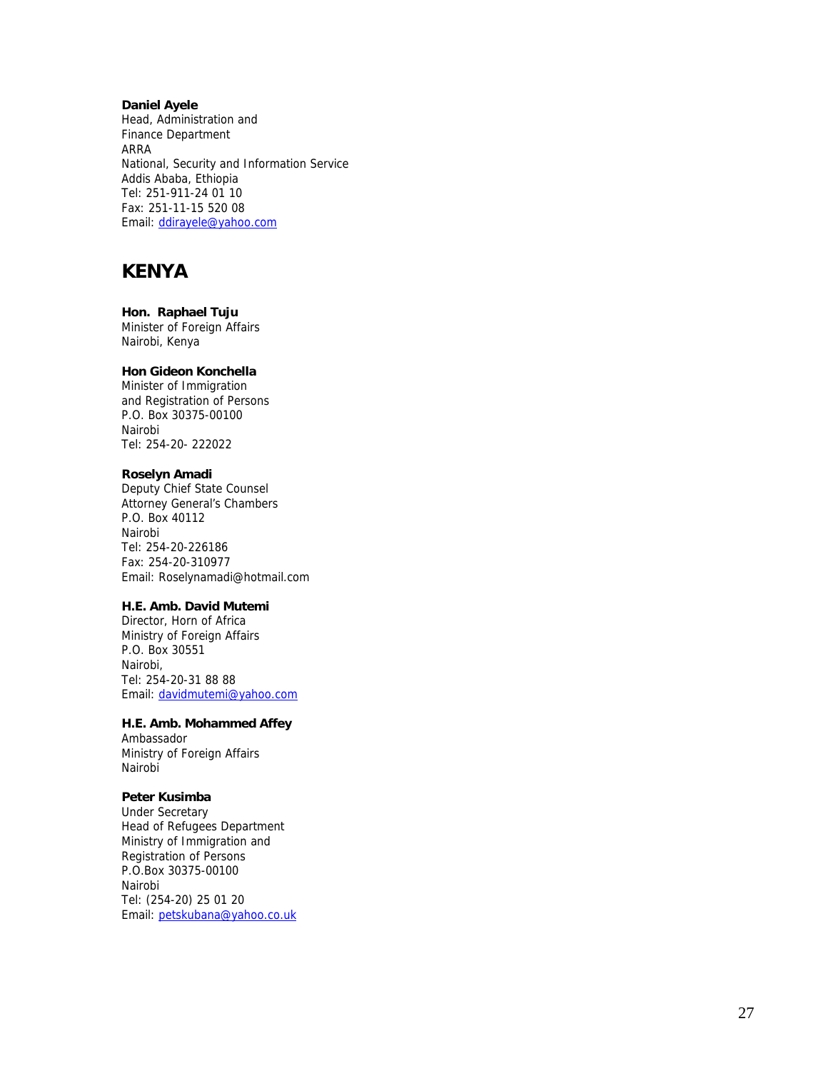**Daniel Ayele**
Head, Administration and
Finance Department
ARRA
National, Security and Information Service
Addis Ababa, Ethiopia
Tel: 251-911-24 01 10
Fax: 251-11-15 520 08
Email: ddirayele@yahoo.com

# KENYA

**Hon. Raphael Tuju**
Minister of Foreign Affairs
Nairobi, Kenya

**Hon Gideon Konchella**
Minister of Immigration
and Registration of Persons
P.O. Box 30375-00100
Nairobi
Tel: 254-20- 222022

**Roselyn Amadi**
Deputy Chief State Counsel
Attorney General's Chambers
P.O. Box 40112
Nairobi
Tel: 254-20-226186
Fax: 254-20-310977
Email: Roselynamadi@hotmail.com

**H.E. Amb. David Mutemi**
Director, Horn of Africa
Ministry of Foreign Affairs
P.O. Box 30551
Nairobi,
Tel: 254-20-31 88 88
Email: davidmutemi@yahoo.com

**H.E. Amb. Mohammed Affey**
Ambassador
Ministry of Foreign Affairs
Nairobi

**Peter Kusimba**
Under Secretary
Head of Refugees Department
Ministry of Immigration and
Registration of Persons
P.O.Box 30375-00100
Nairobi
Tel: (254-20) 25 01 20
Email: petskubana@yahoo.co.uk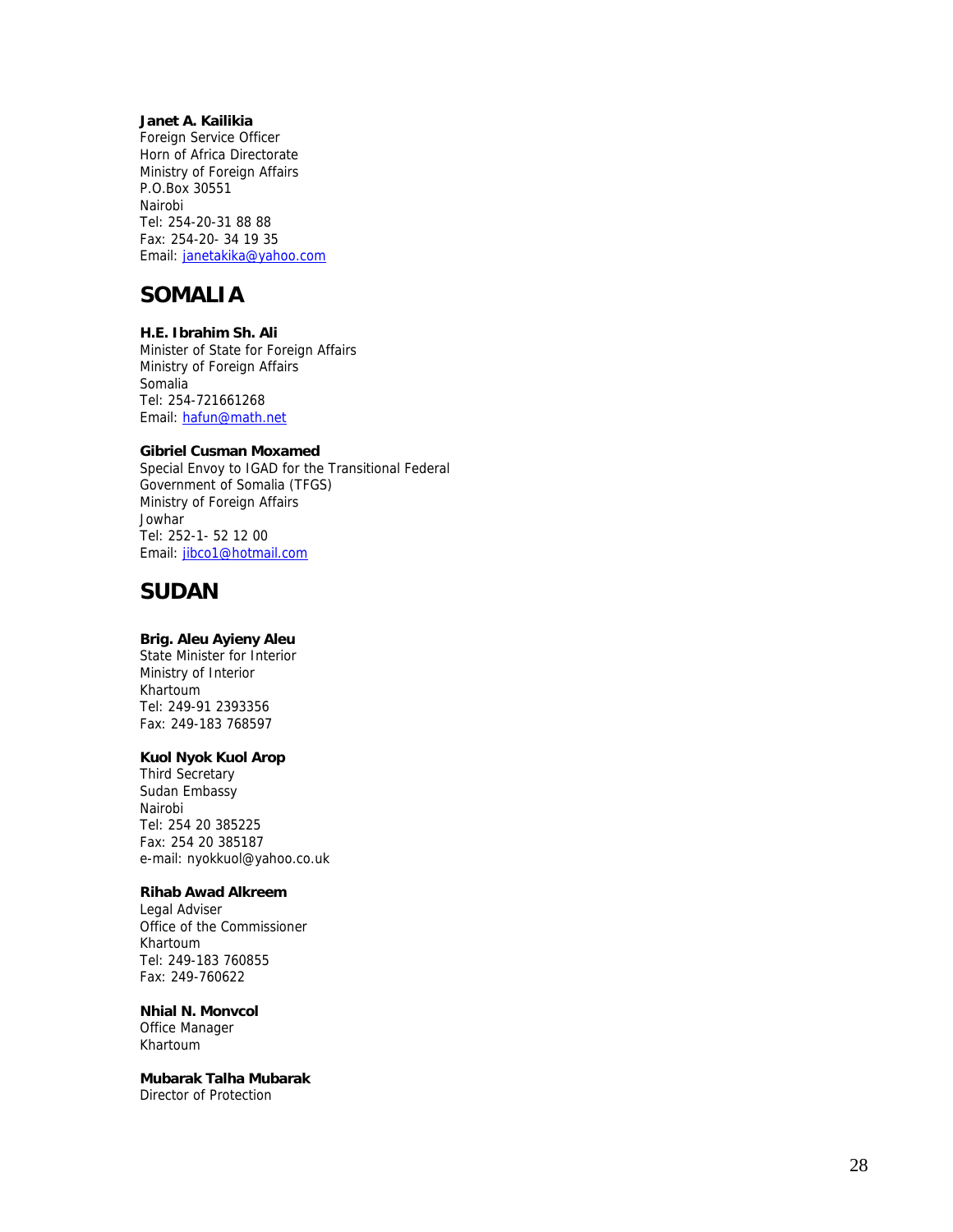**Janet A. Kailikia**
Foreign Service Officer
Horn of Africa Directorate
Ministry of Foreign Affairs
P.O.Box 30551
Nairobi
Tel: 254-20-31 88 88
Fax: 254-20- 34 19 35
Email: janetakika@yahoo.com

## SOMALIA

**H.E. Ibrahim Sh. Ali**
Minister of State for Foreign Affairs
Ministry of Foreign Affairs
Somalia
Tel: 254-721661268
Email: hafun@math.net

**Gibriel Cusman Moxamed**
Special Envoy to IGAD for the Transitional Federal Government of Somalia (TFGS)
Ministry of Foreign Affairs
Jowhar
Tel: 252-1- 52 12 00
Email: jibco1@hotmail.com

## SUDAN

**Brig. Aleu Ayieny Aleu**
State Minister for Interior
Ministry of Interior
Khartoum
Tel: 249-91 2393356
Fax: 249-183 768597

**Kuol Nyok Kuol Arop**
Third Secretary
Sudan Embassy
Nairobi
Tel: 254 20 385225
Fax: 254 20 385187
e-mail: nyokkuol@yahoo.co.uk

**Rihab Awad Alkreem**
Legal Adviser
Office of the Commissioner
Khartoum
Tel: 249-183 760855
Fax: 249-760622

**Nhial N. Monvcol**
Office Manager
Khartoum

**Mubarak Talha Mubarak**
Director of Protection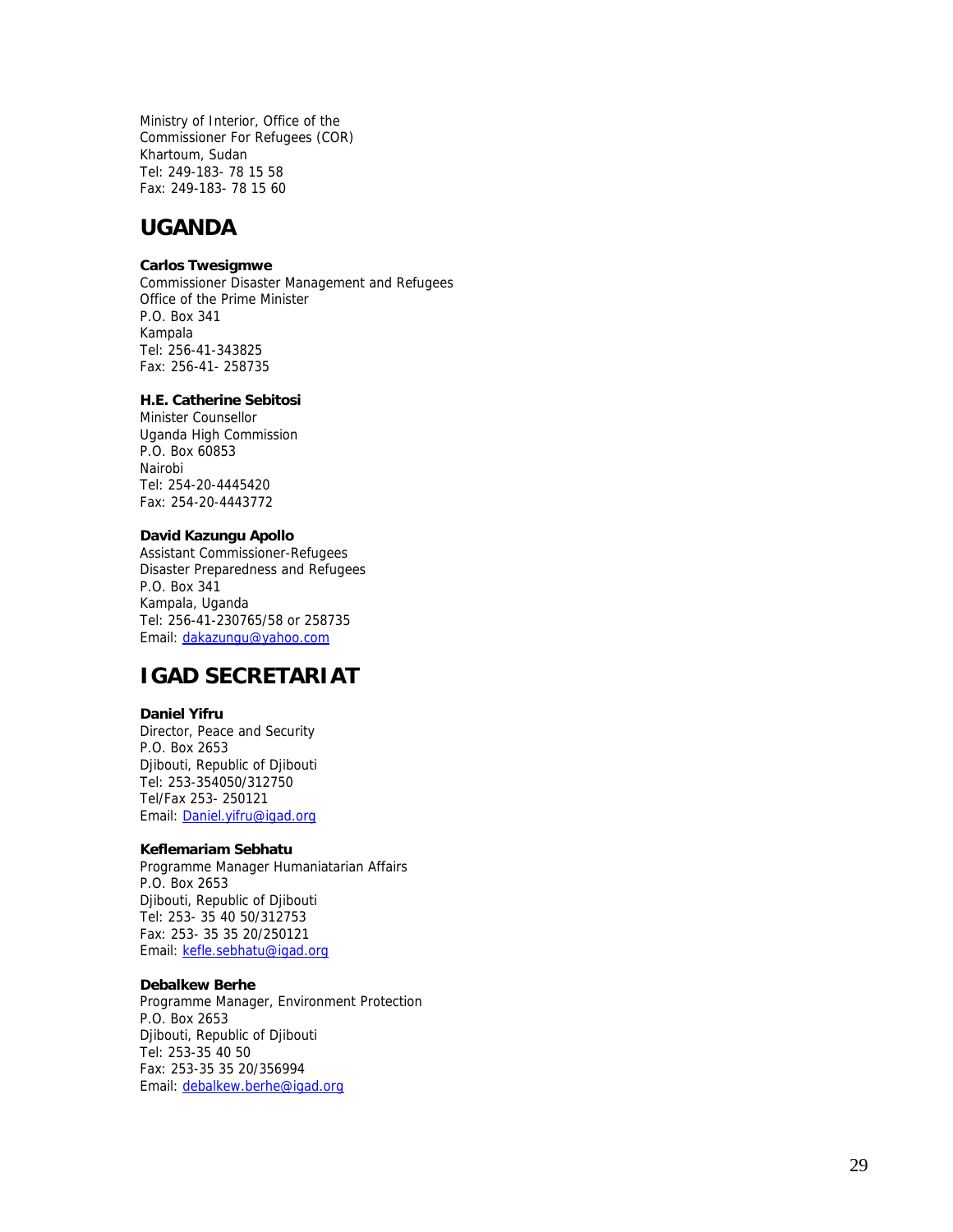Ministry of Interior, Office of the
Commissioner For Refugees (COR)
Khartoum, Sudan
Tel: 249-183- 78 15 58
Fax: 249-183- 78 15 60

## UGANDA

**Carlos Twesigmwe**
Commissioner Disaster Management and Refugees
Office of the Prime Minister
P.O. Box 341
Kampala
Tel: 256-41-343825
Fax: 256-41- 258735

**H.E. Catherine Sebitosi**
Minister Counsellor
Uganda High Commission
P.O. Box 60853
Nairobi
Tel: 254-20-4445420
Fax: 254-20-4443772

**David Kazungu Apollo**
Assistant Commissioner-Refugees
Disaster Preparedness and Refugees
P.O. Box 341
Kampala, Uganda
Tel: 256-41-230765/58 or 258735
Email: dakazungu@yahoo.com

## IGAD SECRETARIAT

**Daniel Yifru**
Director, Peace and Security
P.O. Box 2653
Djibouti, Republic of Djibouti
Tel: 253-354050/312750
Tel/Fax 253- 250121
Email: Daniel.yifru@igad.org

**Keflemariam Sebhatu**
Programme Manager Humaniatarian Affairs
P.O. Box 2653
Djibouti, Republic of Djibouti
Tel: 253- 35 40 50/312753
Fax: 253- 35 35 20/250121
Email: kefle.sebhatu@igad.org

**Debalkew Berhe**
Programme Manager, Environment Protection
P.O. Box 2653
Djibouti, Republic of Djibouti
Tel: 253-35 40 50
Fax: 253-35 35 20/356994
Email: debalkew.berhe@igad.org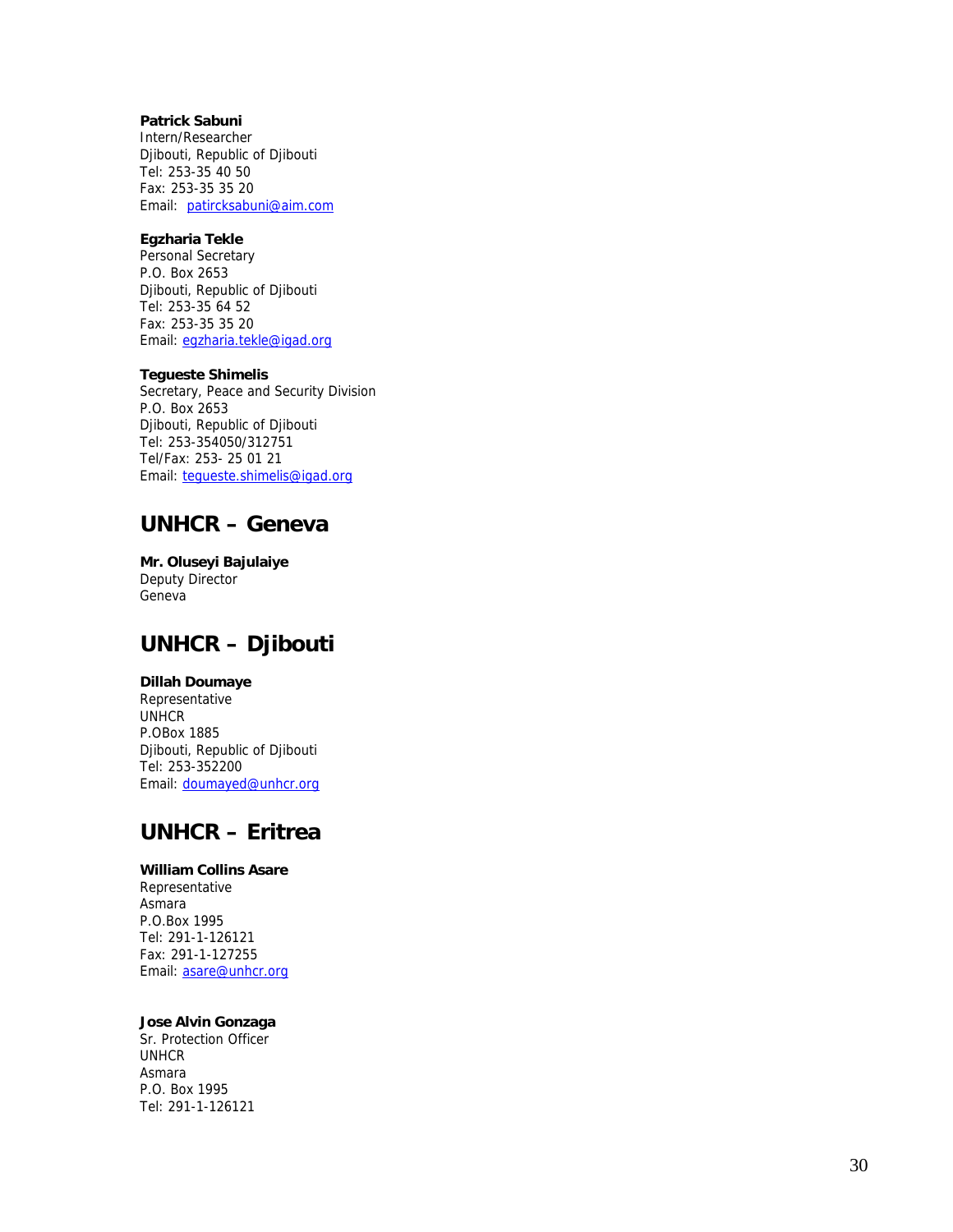**Patrick Sabuni**
Intern/Researcher
Djibouti, Republic of Djibouti
Tel: 253-35 40 50
Fax: 253-35 35 20
Email: patircksabuni@aim.com

**Egzharia Tekle**
Personal Secretary
P.O. Box 2653
Djibouti, Republic of Djibouti
Tel: 253-35 64 52
Fax: 253-35 35 20
Email: egzharia.tekle@igad.org

**Tegueste Shimelis**
Secretary, Peace and Security Division
P.O. Box 2653
Djibouti, Republic of Djibouti
Tel: 253-354050/312751
Tel/Fax: 253- 25 01 21
Email: tegueste.shimelis@igad.org

## UNHCR – Geneva

**Mr. Oluseyi Bajulaiye**
Deputy Director
Geneva

## UNHCR – Djibouti

**Dillah Doumaye**
Representative
UNHCR
P.OBox 1885
Djibouti, Republic of Djibouti
Tel: 253-352200
Email: doumayed@unhcr.org

## UNHCR – Eritrea

**William Collins Asare**
Representative
Asmara
P.O.Box 1995
Tel: 291-1-126121
Fax: 291-1-127255
Email: asare@unhcr.org

**Jose Alvin Gonzaga**
Sr. Protection Officer
UNHCR
Asmara
P.O. Box 1995
Tel: 291-1-126121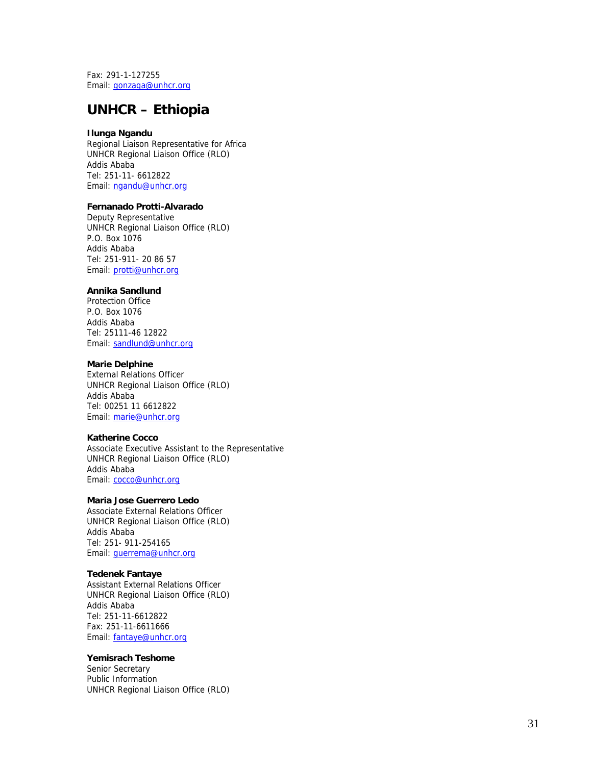Fax: 291-1-127255
Email: gonzaga@unhcr.org

## UNHCR – Ethiopia

**Ilunga Ngandu**
Regional Liaison Representative for Africa
UNHCR Regional Liaison Office (RLO)
Addis Ababa
Tel: 251-11- 6612822
Email: ngandu@unhcr.org

**Fernanado Protti-Alvarado**
Deputy Representative
UNHCR Regional Liaison Office (RLO)
P.O. Box 1076
Addis Ababa
Tel: 251-911- 20 86 57
Email: protti@unhcr.org

**Annika Sandlund**
Protection Office
P.O. Box 1076
Addis Ababa
Tel: 25111-46 12822
Email: sandlund@unhcr.org

**Marie Delphine**
External Relations Officer
UNHCR Regional Liaison Office (RLO)
Addis Ababa
Tel: 00251 11 6612822
Email: marie@unhcr.org

**Katherine Cocco**
Associate Executive Assistant to the Representative
UNHCR Regional Liaison Office (RLO)
Addis Ababa
Email: cocco@unhcr.org

**Maria Jose Guerrero Ledo**
Associate External Relations Officer
UNHCR Regional Liaison Office (RLO)
Addis Ababa
Tel: 251- 911-254165
Email: guerrema@unhcr.org

**Tedenek Fantaye**
Assistant External Relations Officer
UNHCR Regional Liaison Office (RLO)
Addis Ababa
Tel: 251-11-6612822
Fax: 251-11-6611666
Email: fantaye@unhcr.org

**Yemisrach Teshome**
Senior Secretary
Public Information
UNHCR Regional Liaison Office (RLO)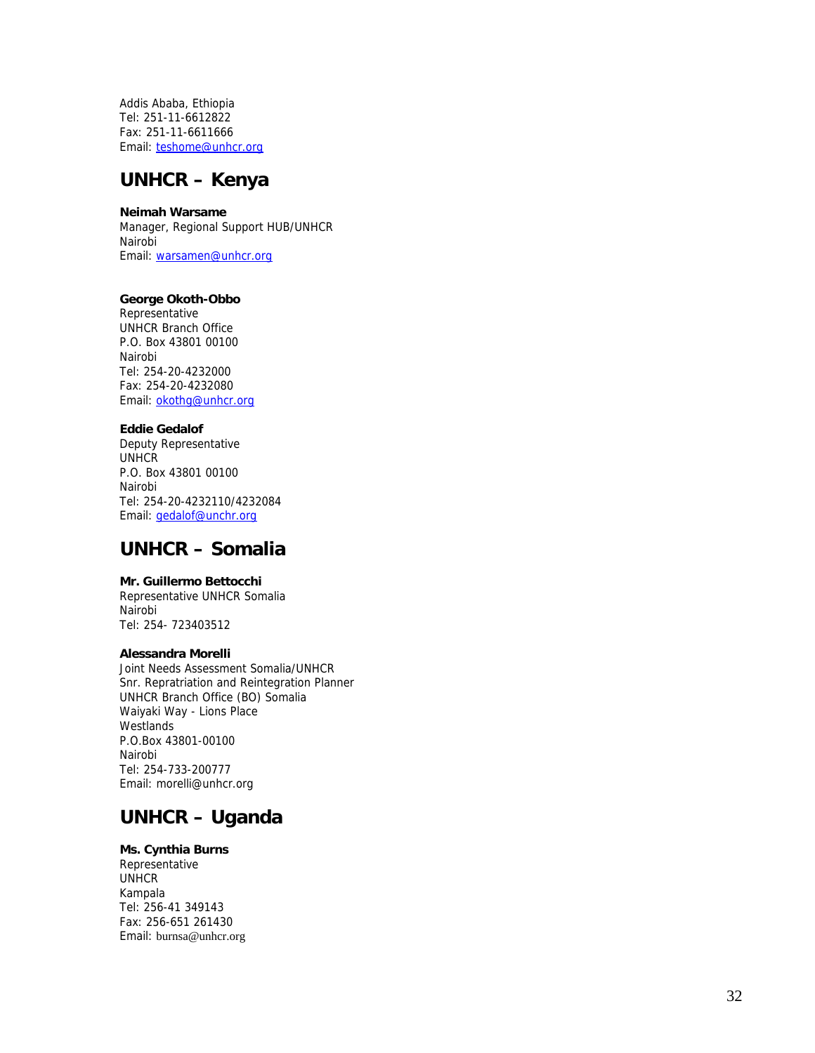Addis Ababa, Ethiopia
Tel: 251-11-6612822
Fax: 251-11-6611666
Email: teshome@unhcr.org

## UNHCR – Kenya

**Neimah Warsame**
Manager, Regional Support HUB/UNHCR
Nairobi
Email: warsamen@unhcr.org

**George Okoth-Obbo**
Representative
UNHCR Branch Office
P.O. Box 43801 00100
Nairobi
Tel: 254-20-4232000
Fax: 254-20-4232080
Email: okothg@unhcr.org

**Eddie Gedalof**
Deputy Representative
UNHCR
P.O. Box 43801 00100
Nairobi
Tel: 254-20-4232110/4232084
Email: gedalof@unchr.org

## UNHCR – Somalia

**Mr. Guillermo Bettocchi**
Representative UNHCR Somalia
Nairobi
Tel: 254- 723403512

**Alessandra Morelli**
Joint Needs Assessment Somalia/UNHCR
Snr. Repratriation and Reintegration Planner
UNHCR Branch Office (BO) Somalia
Waiyaki Way - Lions Place
Westlands
P.O.Box 43801-00100
Nairobi
Tel: 254-733-200777
Email: morelli@unhcr.org

## UNHCR – Uganda

**Ms. Cynthia Burns**
Representative
UNHCR
Kampala
Tel: 256-41 349143
Fax: 256-651 261430
Email: burnsa@unhcr.org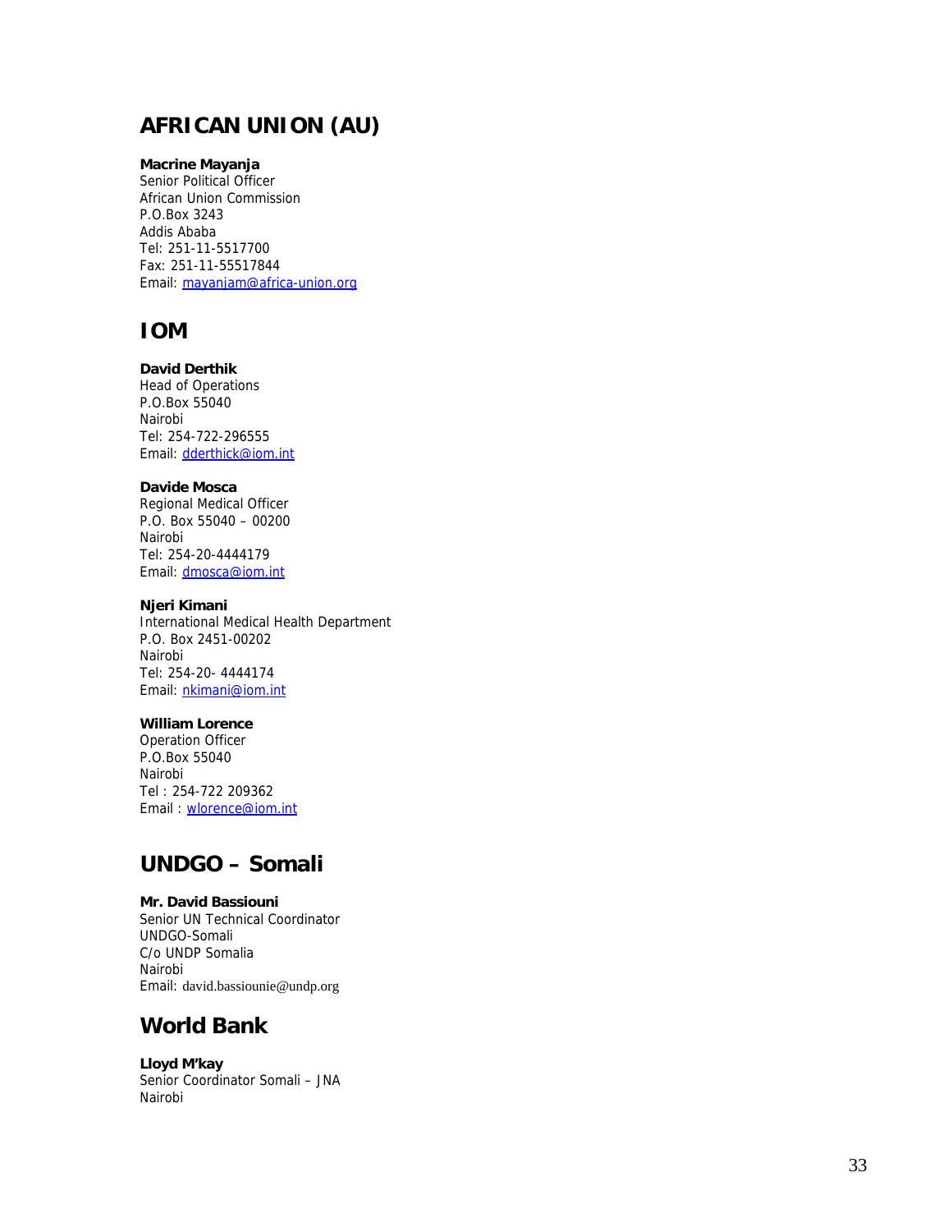## AFRICAN UNION (AU)

**Macrine Mayanja**
Senior Political Officer
African Union Commission
P.O.Box 3243
Addis Ababa
Tel: 251-11-5517700
Fax: 251-11-55517844
Email: mayanjam@africa-union.org

## IOM

**David Derthik**
Head of Operations
P.O.Box 55040
Nairobi
Tel: 254-722-296555
Email: dderthick@iom.int

**Davide Mosca**
Regional Medical Officer
P.O. Box 55040 – 00200
Nairobi
Tel: 254-20-4444179
Email: dmosca@iom.int

**Njeri Kimani**
International Medical Health Department
P.O. Box 2451-00202
Nairobi
Tel: 254-20- 4444174
Email: nkimani@iom.int

**William Lorence**
Operation Officer
P.O.Box 55040
Nairobi
Tel : 254-722 209362
Email : wlorence@iom.int

## UNDGO – Somali

**Mr. David Bassiouni**
Senior UN Technical Coordinator
UNDGO-Somali
C/o UNDP Somalia
Nairobi
Email: david.bassiounie@undp.org

## World Bank

**Lloyd M'kay**
Senior Coordinator Somali – JNA
Nairobi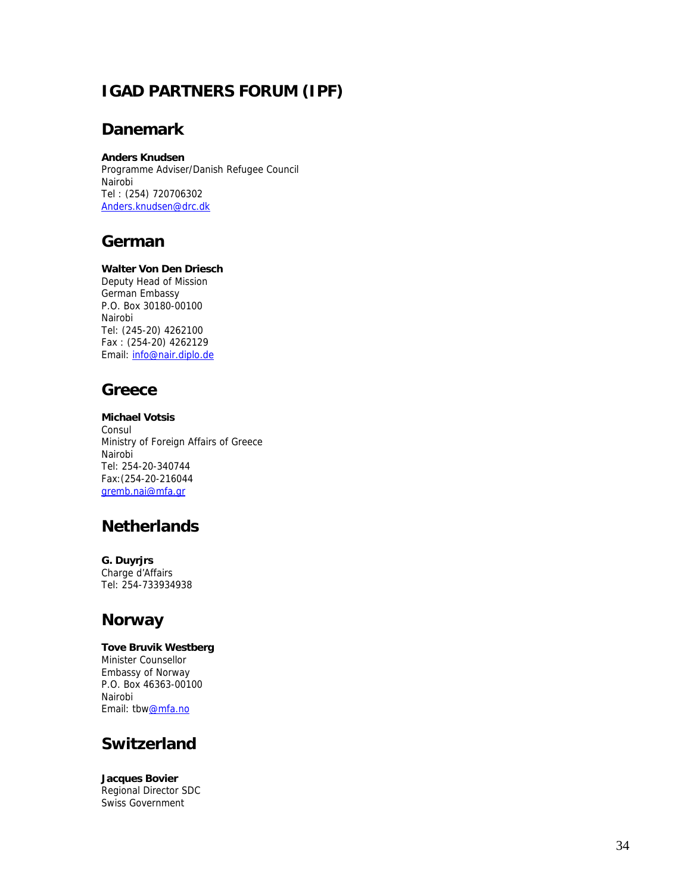# IGAD PARTNERS FORUM (IPF)

## Danemark

**Anders Knudsen**
Programme Adviser/Danish Refugee Council
Nairobi
Tel : (254) 720706302
Anders.knudsen@drc.dk

## German

**Walter Von Den Driesch**
Deputy Head of Mission
German Embassy
P.O. Box 30180-00100
Nairobi
Tel: (245-20) 4262100
Fax : (254-20) 4262129
Email: info@nair.diplo.de

## Greece

**Michael Votsis**
Consul
Ministry of Foreign Affairs of Greece
Nairobi
Tel: 254-20-340744
Fax:(254-20-216044
gremb.nai@mfa.gr

## Netherlands

**G. Duyrjrs**
Charge d'Affairs
Tel: 254-733934938

## Norway

**Tove Bruvik Westberg**
Minister Counsellor
Embassy of Norway
P.O. Box 46363-00100
Nairobi
Email: tbw@mfa.no

## Switzerland

**Jacques Bovier**
Regional Director SDC
Swiss Government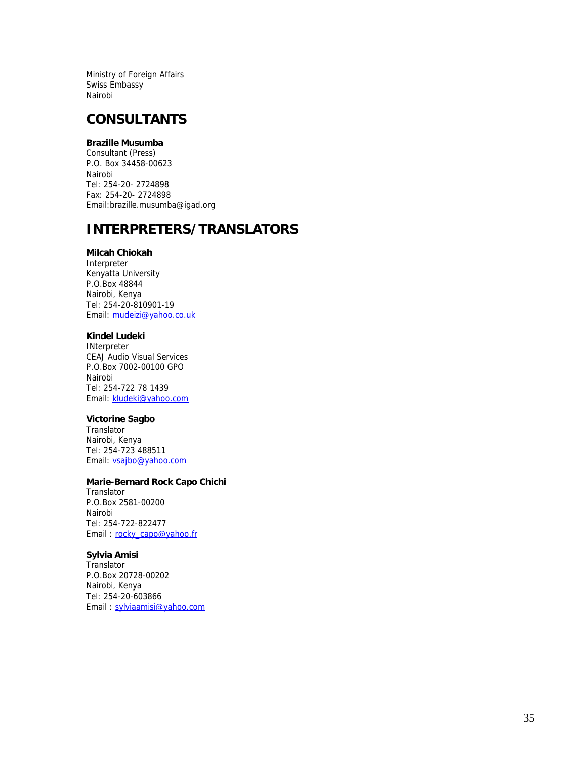Ministry of Foreign Affairs
Swiss Embassy
Nairobi

## CONSULTANTS

**Brazille Musumba**
Consultant (Press)
P.O. Box 34458-00623
Nairobi
Tel: 254-20- 2724898
Fax: 254-20- 2724898
Email:brazille.musumba@igad.org

## INTERPRETERS/TRANSLATORS

**Milcah Chiokah**
Interpreter
Kenyatta University
P.O.Box 48844
Nairobi, Kenya
Tel: 254-20-810901-19
Email: mudeizi@yahoo.co.uk

**Kindel Ludeki**
INterpreter
CEAJ Audio Visual Services
P.O.Box 7002-00100 GPO
Nairobi
Tel: 254-722 78 1439
Email: kludeki@yahoo.com

**Victorine Sagbo**
Translator
Nairobi, Kenya
Tel: 254-723 488511
Email: vsajbo@yahoo.com

**Marie-Bernard Rock Capo Chichi**
Translator
P.O.Box 2581-00200
Nairobi
Tel: 254-722-822477
Email : rocky_capo@yahoo.fr

**Sylvia Amisi**
Translator
P.O.Box 20728-00202
Nairobi, Kenya
Tel: 254-20-603866
Email : sylviaamisi@yahoo.com